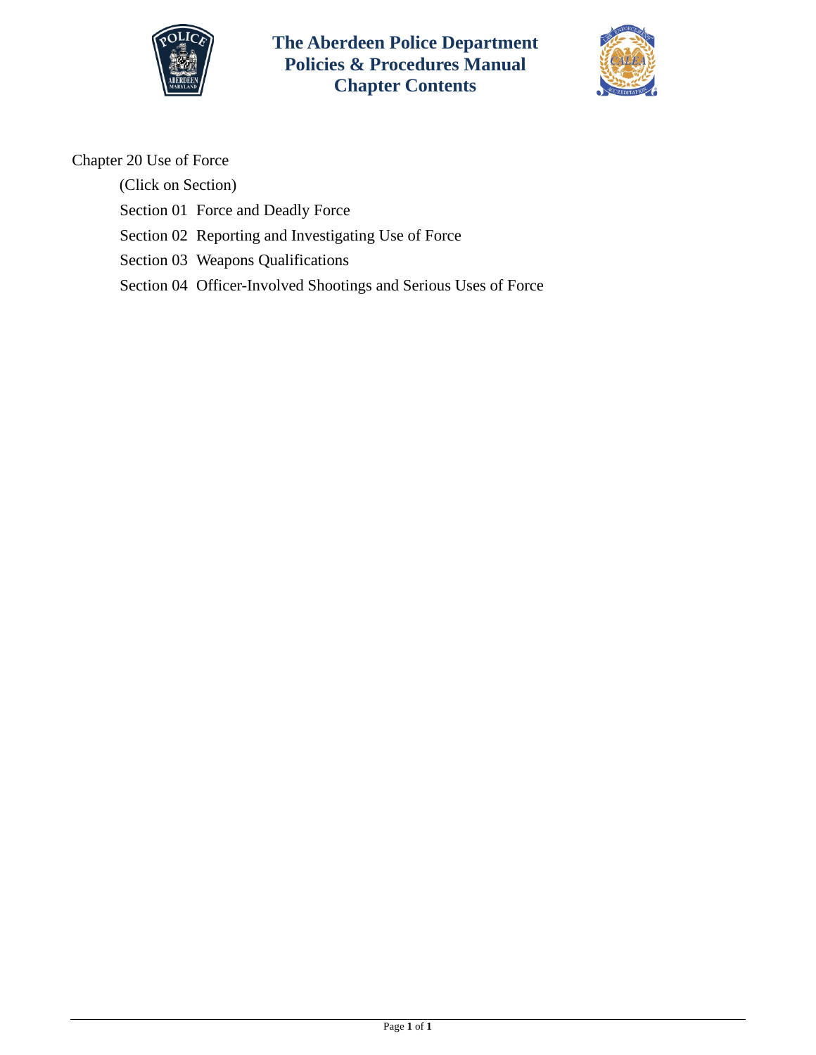# The Aberdeen Police Department
## Policies & Procedures Manual
## Chapter Contents

Chapter 20 Use of Force

(Click on Section)

Section 01 Force and Deadly Force

Section 02 Reporting and Investigating Use of Force

Section 03 Weapons Qualifications

Section 04 Officer-Involved Shootings and Serious Uses of Force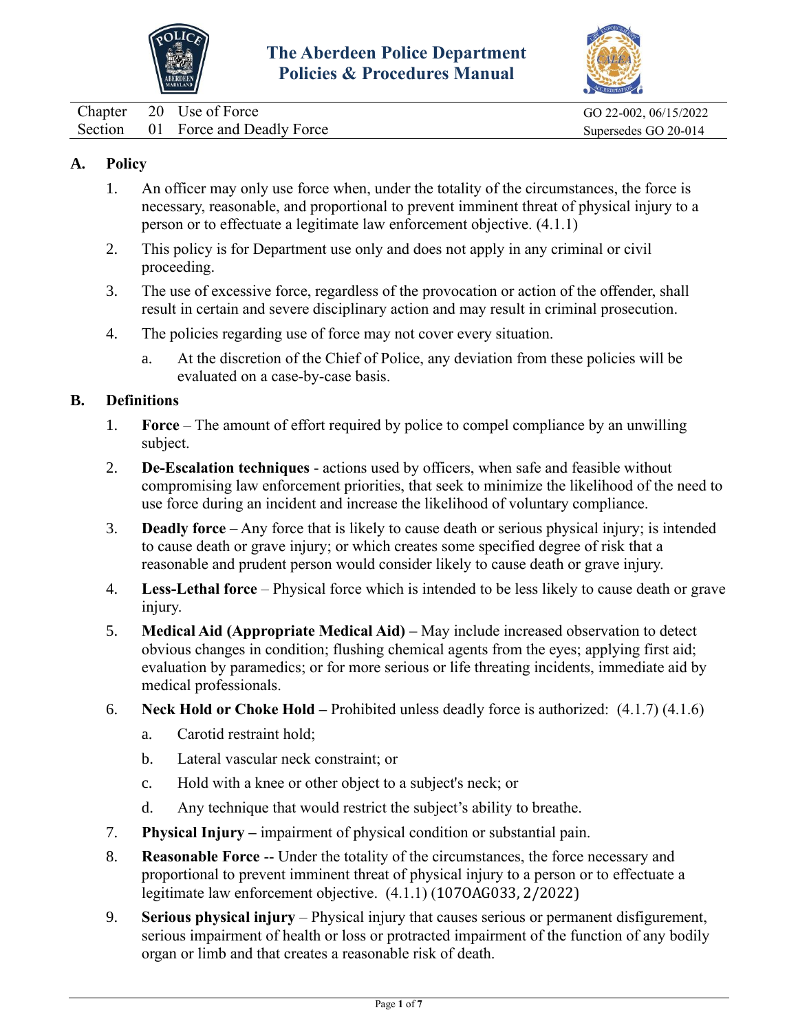| Chapter | 20 | Use of Force | GO 22-002, 06/15/2022 |
|---|---|---|---|
| Section | 01 | Force and Deadly Force | Supersedes GO 20-014 |

## A. Policy

1. An officer may only use force when, under the totality of the circumstances, the force is necessary, reasonable, and proportional to prevent imminent threat of physical injury to a person or to effectuate a legitimate law enforcement objective. (4.1.1)
2. This policy is for Department use only and does not apply in any criminal or civil proceeding.
3. The use of excessive force, regardless of the provocation or action of the offender, shall result in certain and severe disciplinary action and may result in criminal prosecution.
4. The policies regarding use of force may not cover every situation.
   a. At the discretion of the Chief of Police, any deviation from these policies will be evaluated on a case-by-case basis.

## B. Definitions

1. **Force** – The amount of effort required by police to compel compliance by an unwilling subject.
2. **De-Escalation techniques** - actions used by officers, when safe and feasible without compromising law enforcement priorities, that seek to minimize the likelihood of the need to use force during an incident and increase the likelihood of voluntary compliance.
3. **Deadly force** – Any force that is likely to cause death or serious physical injury; is intended to cause death or grave injury; or which creates some specified degree of risk that a reasonable and prudent person would consider likely to cause death or grave injury.
4. **Less-Lethal force** – Physical force which is intended to be less likely to cause death or grave injury.
5. **Medical Aid (Appropriate Medical Aid) –** May include increased observation to detect obvious changes in condition; flushing chemical agents from the eyes; applying first aid; evaluation by paramedics; or for more serious or life threating incidents, immediate aid by medical professionals.
6. **Neck Hold or Choke Hold –** Prohibited unless deadly force is authorized: (4.1.7) (4.1.6)
   a. Carotid restraint hold;
   b. Lateral vascular neck constraint; or
   c. Hold with a knee or other object to a subject's neck; or
   d. Any technique that would restrict the subject's ability to breathe.
7. **Physical Injury –** impairment of physical condition or substantial pain.
8. **Reasonable Force** -- Under the totality of the circumstances, the force necessary and proportional to prevent imminent threat of physical injury to a person or to effectuate a legitimate law enforcement objective. (4.1.1) (107OAG033, 2/2022)
9. **Serious physical injury** – Physical injury that causes serious or permanent disfigurement, serious impairment of health or loss or protracted impairment of the function of any bodily organ or limb and that creates a reasonable risk of death.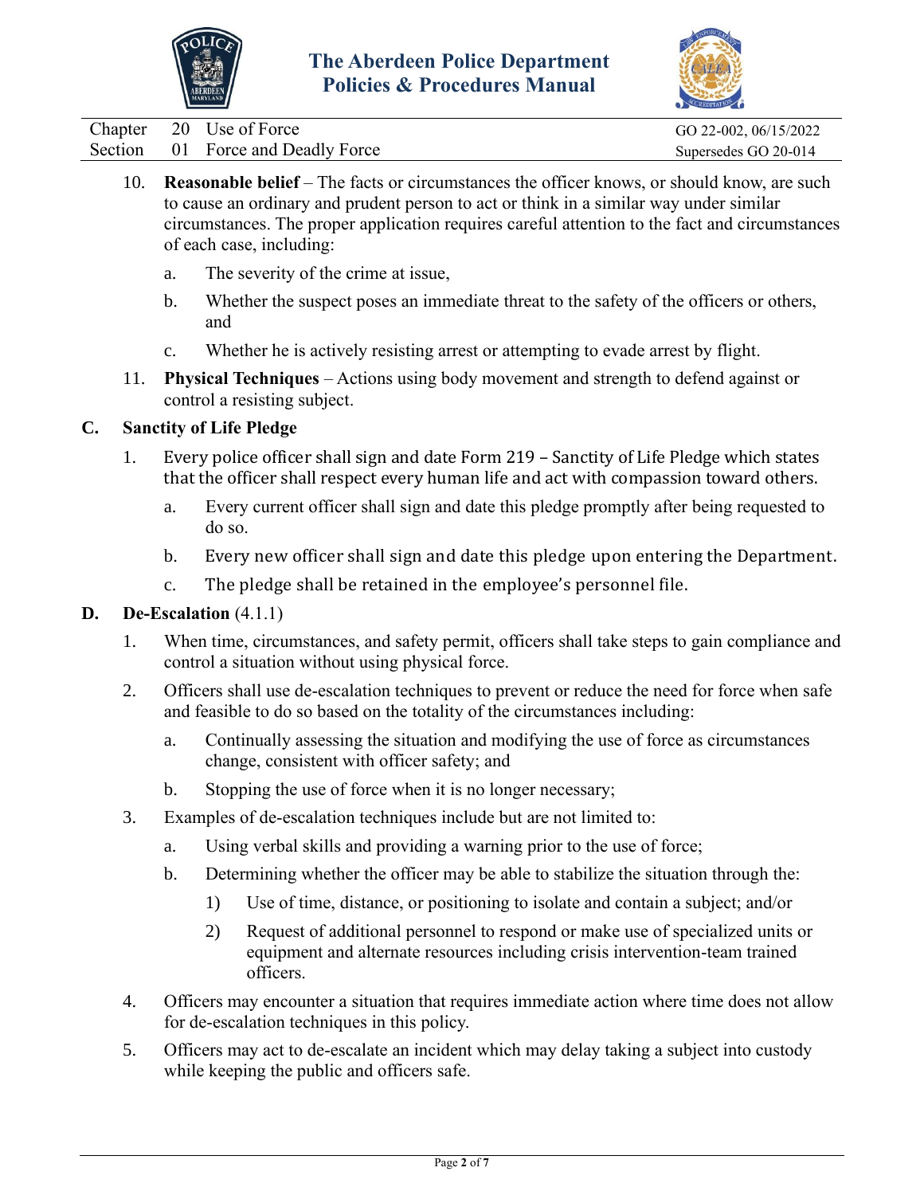10. **Reasonable belief** – The facts or circumstances the officer knows, or should know, are such to cause an ordinary and prudent person to act or think in a similar way under similar circumstances. The proper application requires careful attention to the fact and circumstances of each case, including:

    a. The severity of the crime at issue,

    b. Whether the suspect poses an immediate threat to the safety of the officers or others, and

    c. Whether he is actively resisting arrest or attempting to evade arrest by flight.

11. **Physical Techniques** – Actions using body movement and strength to defend against or control a resisting subject.

## C. Sanctity of Life Pledge

1. Every police officer shall sign and date Form 219 – Sanctity of Life Pledge which states that the officer shall respect every human life and act with compassion toward others.

    a. Every current officer shall sign and date this pledge promptly after being requested to do so.

    b. Every new officer shall sign and date this pledge upon entering the Department.

    c. The pledge shall be retained in the employee's personnel file.

## D. De-Escalation (4.1.1)

1. When time, circumstances, and safety permit, officers shall take steps to gain compliance and control a situation without using physical force.

2. Officers shall use de-escalation techniques to prevent or reduce the need for force when safe and feasible to do so based on the totality of the circumstances including:

    a. Continually assessing the situation and modifying the use of force as circumstances change, consistent with officer safety; and

    b. Stopping the use of force when it is no longer necessary;

3. Examples of de-escalation techniques include but are not limited to:

    a. Using verbal skills and providing a warning prior to the use of force;

    b. Determining whether the officer may be able to stabilize the situation through the:

        1) Use of time, distance, or positioning to isolate and contain a subject; and/or

        2) Request of additional personnel to respond or make use of specialized units or equipment and alternate resources including crisis intervention-team trained officers.

4. Officers may encounter a situation that requires immediate action where time does not allow for de-escalation techniques in this policy.

5. Officers may act to de-escalate an incident which may delay taking a subject into custody while keeping the public and officers safe.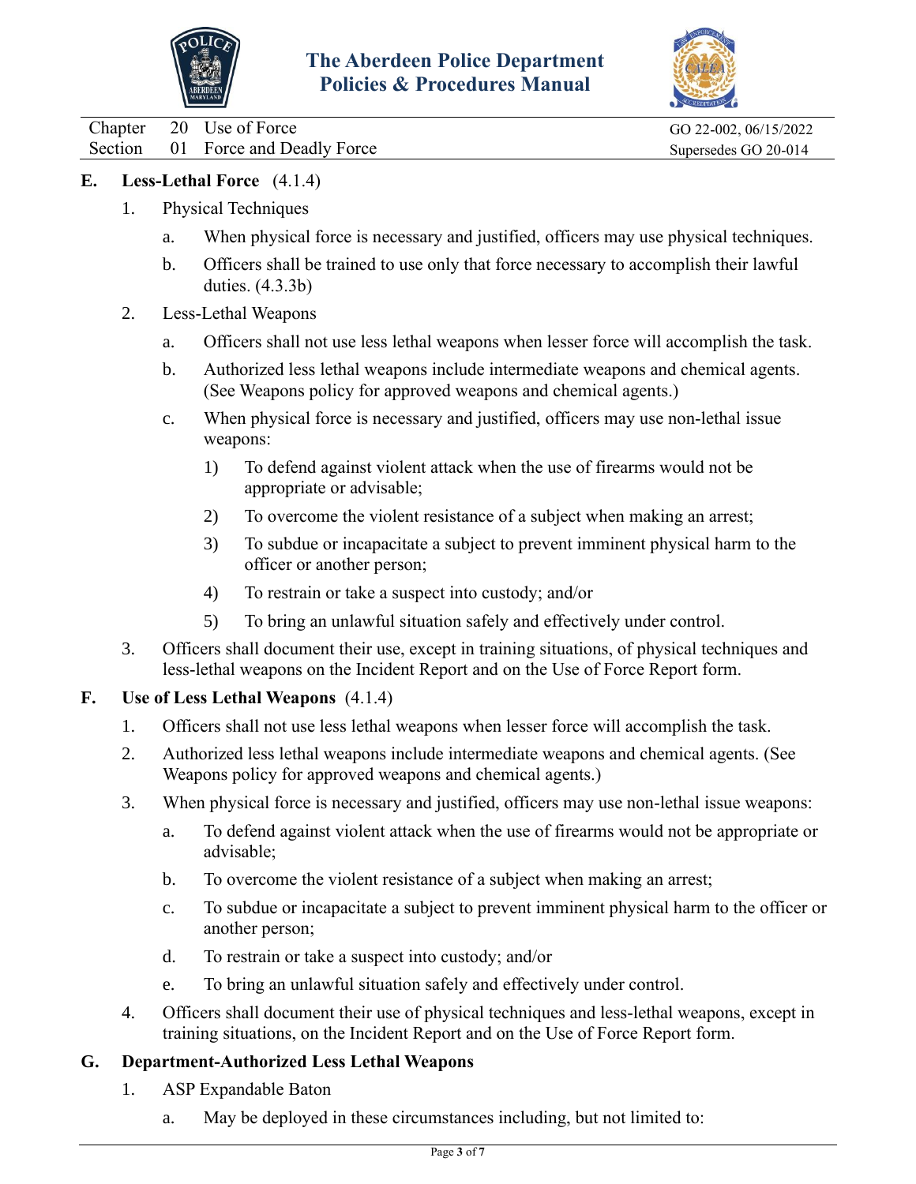## E. Less-Lethal Force (4.1.4)

1. Physical Techniques

   a. When physical force is necessary and justified, officers may use physical techniques.

   b. Officers shall be trained to use only that force necessary to accomplish their lawful duties. (4.3.3b)

2. Less-Lethal Weapons

   a. Officers shall not use less lethal weapons when lesser force will accomplish the task.

   b. Authorized less lethal weapons include intermediate weapons and chemical agents. (See Weapons policy for approved weapons and chemical agents.)

   c. When physical force is necessary and justified, officers may use non-lethal issue weapons:

      1) To defend against violent attack when the use of firearms would not be appropriate or advisable;

      2) To overcome the violent resistance of a subject when making an arrest;

      3) To subdue or incapacitate a subject to prevent imminent physical harm to the officer or another person;

      4) To restrain or take a suspect into custody; and/or

      5) To bring an unlawful situation safely and effectively under control.

3. Officers shall document their use, except in training situations, of physical techniques and less-lethal weapons on the Incident Report and on the Use of Force Report form.

## F. Use of Less Lethal Weapons (4.1.4)

1. Officers shall not use less lethal weapons when lesser force will accomplish the task.

2. Authorized less lethal weapons include intermediate weapons and chemical agents. (See Weapons policy for approved weapons and chemical agents.)

3. When physical force is necessary and justified, officers may use non-lethal issue weapons:

   a. To defend against violent attack when the use of firearms would not be appropriate or advisable;

   b. To overcome the violent resistance of a subject when making an arrest;

   c. To subdue or incapacitate a subject to prevent imminent physical harm to the officer or another person;

   d. To restrain or take a suspect into custody; and/or

   e. To bring an unlawful situation safely and effectively under control.

4. Officers shall document their use of physical techniques and less-lethal weapons, except in training situations, on the Incident Report and on the Use of Force Report form.

## G. Department-Authorized Less Lethal Weapons

1. ASP Expandable Baton

   a. May be deployed in these circumstances including, but not limited to: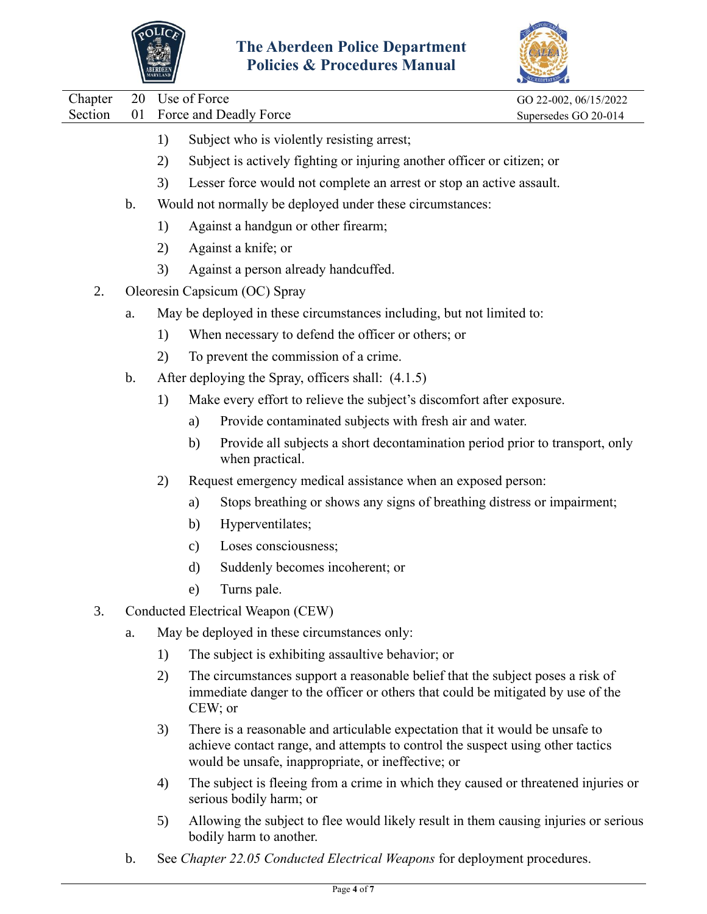1) Subject who is violently resisting arrest;

2) Subject is actively fighting or injuring another officer or citizen; or

3) Lesser force would not complete an arrest or stop an active assault.

b. Would not normally be deployed under these circumstances:

1) Against a handgun or other firearm;

2) Against a knife; or

3) Against a person already handcuffed.

2. Oleoresin Capsicum (OC) Spray

a. May be deployed in these circumstances including, but not limited to:

1) When necessary to defend the officer or others; or

2) To prevent the commission of a crime.

b. After deploying the Spray, officers shall: (4.1.5)

1) Make every effort to relieve the subject's discomfort after exposure.

a) Provide contaminated subjects with fresh air and water.

b) Provide all subjects a short decontamination period prior to transport, only when practical.

2) Request emergency medical assistance when an exposed person:

a) Stops breathing or shows any signs of breathing distress or impairment;

b) Hyperventilates;

c) Loses consciousness;

d) Suddenly becomes incoherent; or

e) Turns pale.

3. Conducted Electrical Weapon (CEW)

a. May be deployed in these circumstances only:

1) The subject is exhibiting assaultive behavior; or

2) The circumstances support a reasonable belief that the subject poses a risk of immediate danger to the officer or others that could be mitigated by use of the CEW; or

3) There is a reasonable and articulable expectation that it would be unsafe to achieve contact range, and attempts to control the suspect using other tactics would be unsafe, inappropriate, or ineffective; or

4) The subject is fleeing from a crime in which they caused or threatened injuries or serious bodily harm; or

5) Allowing the subject to flee would likely result in them causing injuries or serious bodily harm to another.

b. See *Chapter 22.05 Conducted Electrical Weapons* for deployment procedures.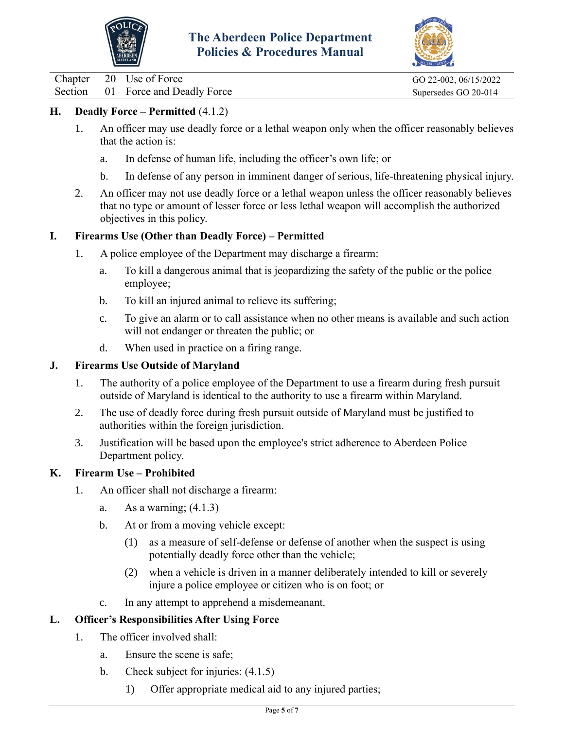## H. Deadly Force – Permitted (4.1.2)

1. An officer may use deadly force or a lethal weapon only when the officer reasonably believes that the action is:
   a. In defense of human life, including the officer's own life; or
   b. In defense of any person in imminent danger of serious, life-threatening physical injury.
2. An officer may not use deadly force or a lethal weapon unless the officer reasonably believes that no type or amount of lesser force or less lethal weapon will accomplish the authorized objectives in this policy.

## I. Firearms Use (Other than Deadly Force) – Permitted

1. A police employee of the Department may discharge a firearm:
   a. To kill a dangerous animal that is jeopardizing the safety of the public or the police employee;
   b. To kill an injured animal to relieve its suffering;
   c. To give an alarm or to call assistance when no other means is available and such action will not endanger or threaten the public; or
   d. When used in practice on a firing range.

## J. Firearms Use Outside of Maryland

1. The authority of a police employee of the Department to use a firearm during fresh pursuit outside of Maryland is identical to the authority to use a firearm within Maryland.
2. The use of deadly force during fresh pursuit outside of Maryland must be justified to authorities within the foreign jurisdiction.
3. Justification will be based upon the employee's strict adherence to Aberdeen Police Department policy.

## K. Firearm Use – Prohibited

1. An officer shall not discharge a firearm:
   a. As a warning; (4.1.3)
   b. At or from a moving vehicle except:
      (1) as a measure of self-defense or defense of another when the suspect is using potentially deadly force other than the vehicle;
      (2) when a vehicle is driven in a manner deliberately intended to kill or severely injure a police employee or citizen who is on foot; or
   c. In any attempt to apprehend a misdemeanant.

## L. Officer's Responsibilities After Using Force

1. The officer involved shall:
   a. Ensure the scene is safe;
   b. Check subject for injuries: (4.1.5)
      1) Offer appropriate medical aid to any injured parties;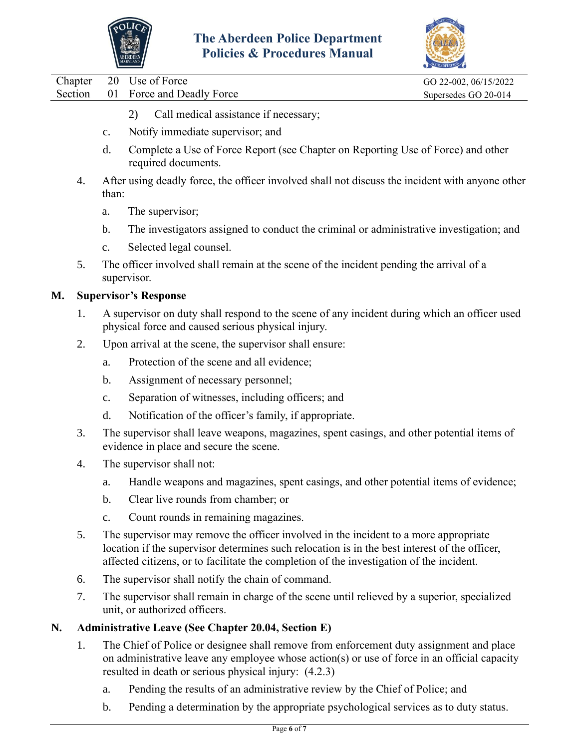2) Call medical assistance if necessary;

c. Notify immediate supervisor; and

d. Complete a Use of Force Report (see Chapter on Reporting Use of Force) and other required documents.

4. After using deadly force, the officer involved shall not discuss the incident with anyone other than:

   a. The supervisor;

   b. The investigators assigned to conduct the criminal or administrative investigation; and

   c. Selected legal counsel.

5. The officer involved shall remain at the scene of the incident pending the arrival of a supervisor.

## M. Supervisor's Response

1. A supervisor on duty shall respond to the scene of any incident during which an officer used physical force and caused serious physical injury.

2. Upon arrival at the scene, the supervisor shall ensure:

   a. Protection of the scene and all evidence;

   b. Assignment of necessary personnel;

   c. Separation of witnesses, including officers; and

   d. Notification of the officer's family, if appropriate.

3. The supervisor shall leave weapons, magazines, spent casings, and other potential items of evidence in place and secure the scene.

4. The supervisor shall not:

   a. Handle weapons and magazines, spent casings, and other potential items of evidence;

   b. Clear live rounds from chamber; or

   c. Count rounds in remaining magazines.

5. The supervisor may remove the officer involved in the incident to a more appropriate location if the supervisor determines such relocation is in the best interest of the officer, affected citizens, or to facilitate the completion of the investigation of the incident.

6. The supervisor shall notify the chain of command.

7. The supervisor shall remain in charge of the scene until relieved by a superior, specialized unit, or authorized officers.

## N. Administrative Leave (See Chapter 20.04, Section E)

1. The Chief of Police or designee shall remove from enforcement duty assignment and place on administrative leave any employee whose action(s) or use of force in an official capacity resulted in death or serious physical injury: (4.2.3)

   a. Pending the results of an administrative review by the Chief of Police; and

   b. Pending a determination by the appropriate psychological services as to duty status.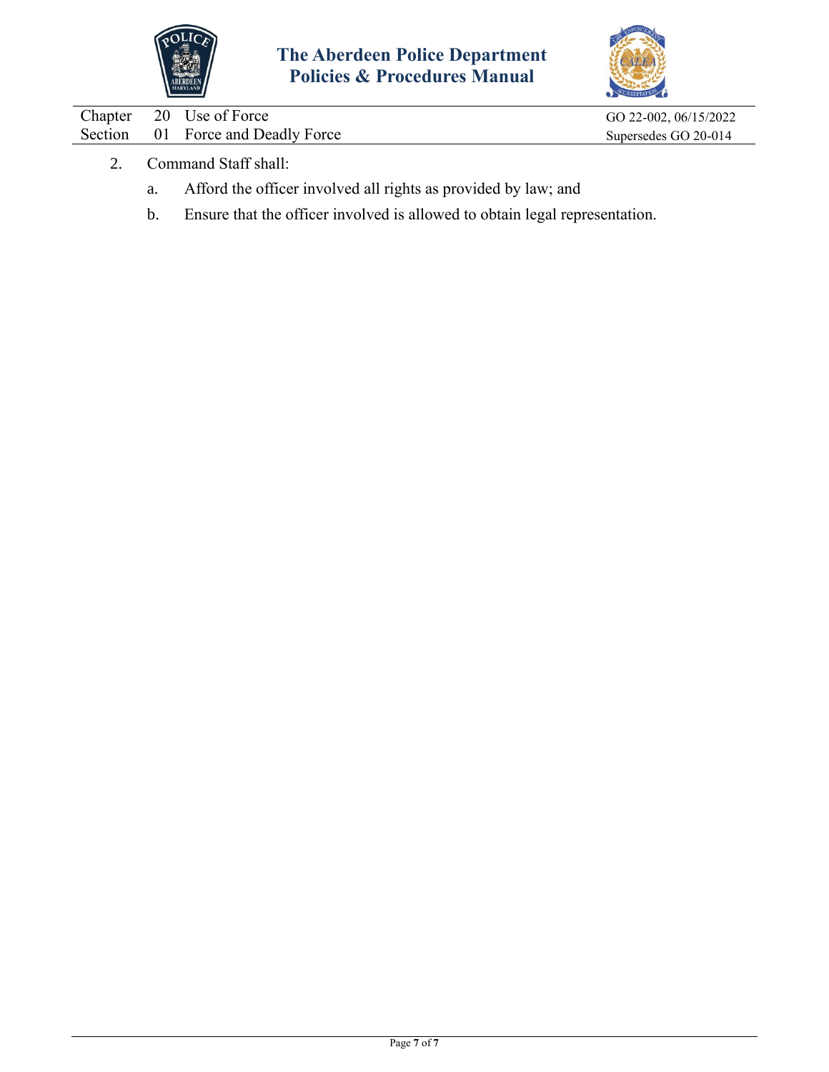2. Command Staff shall:

    a. Afford the officer involved all rights as provided by law; and

    b. Ensure that the officer involved is allowed to obtain legal representation.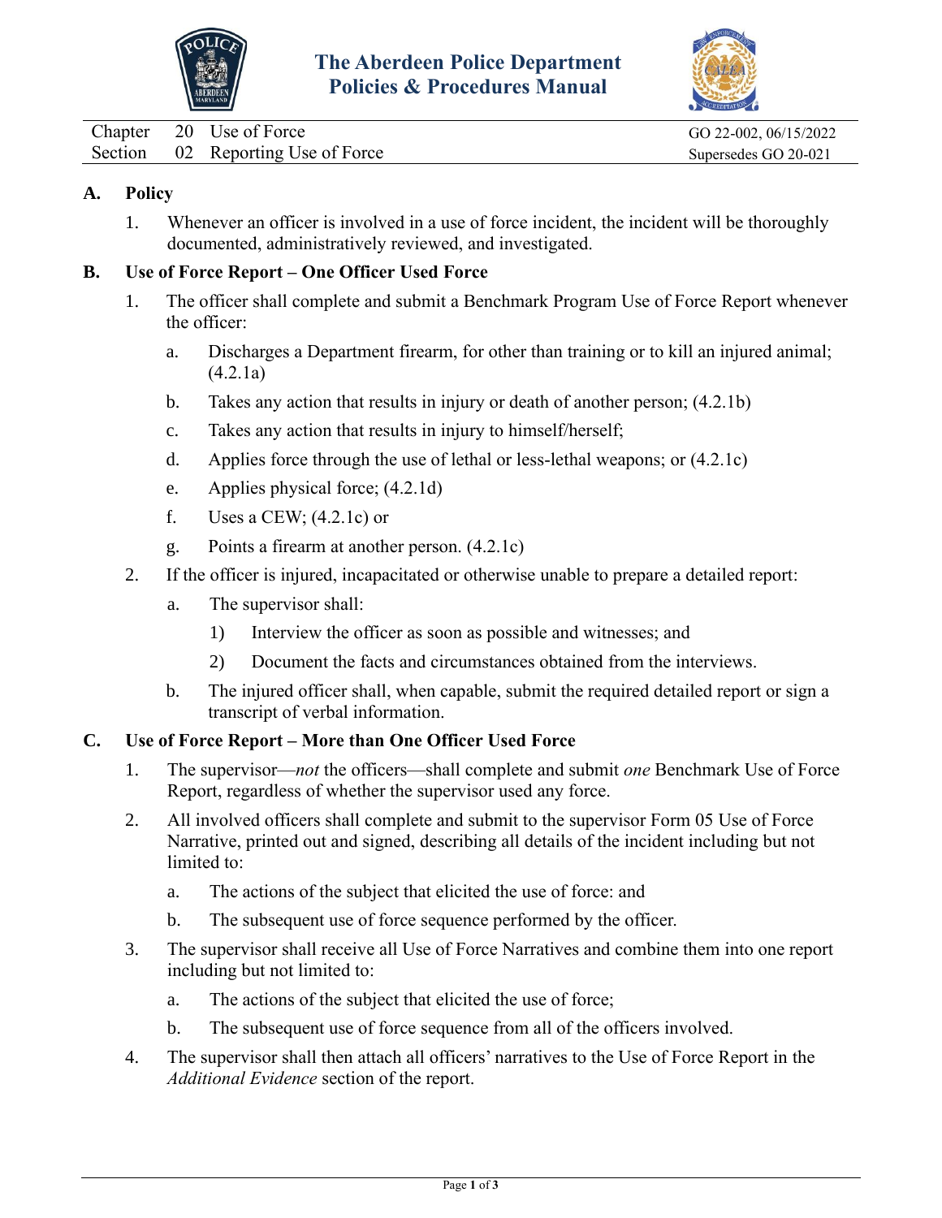| Chapter | 20 | Use of Force | GO 22-002, 06/15/2022 |
| --- | --- | --- | --- |
| Section | 02 | Reporting Use of Force | Supersedes GO 20-021 |

## A. Policy

1. Whenever an officer is involved in a use of force incident, the incident will be thoroughly documented, administratively reviewed, and investigated.

## B. Use of Force Report – One Officer Used Force

1. The officer shall complete and submit a Benchmark Program Use of Force Report whenever the officer:
   a. Discharges a Department firearm, for other than training or to kill an injured animal; (4.2.1a)
   b. Takes any action that results in injury or death of another person; (4.2.1b)
   c. Takes any action that results in injury to himself/herself;
   d. Applies force through the use of lethal or less-lethal weapons; or (4.2.1c)
   e. Applies physical force; (4.2.1d)
   f. Uses a CEW; (4.2.1c) or
   g. Points a firearm at another person. (4.2.1c)
2. If the officer is injured, incapacitated or otherwise unable to prepare a detailed report:
   a. The supervisor shall:
      1) Interview the officer as soon as possible and witnesses; and
      2) Document the facts and circumstances obtained from the interviews.
   b. The injured officer shall, when capable, submit the required detailed report or sign a transcript of verbal information.

## C. Use of Force Report – More than One Officer Used Force

1. The supervisor—*not* the officers—shall complete and submit *one* Benchmark Use of Force Report, regardless of whether the supervisor used any force.
2. All involved officers shall complete and submit to the supervisor Form 05 Use of Force Narrative, printed out and signed, describing all details of the incident including but not limited to:
   a. The actions of the subject that elicited the use of force: and
   b. The subsequent use of force sequence performed by the officer.
3. The supervisor shall receive all Use of Force Narratives and combine them into one report including but not limited to:
   a. The actions of the subject that elicited the use of force;
   b. The subsequent use of force sequence from all of the officers involved.
4. The supervisor shall then attach all officers' narratives to the Use of Force Report in the *Additional Evidence* section of the report.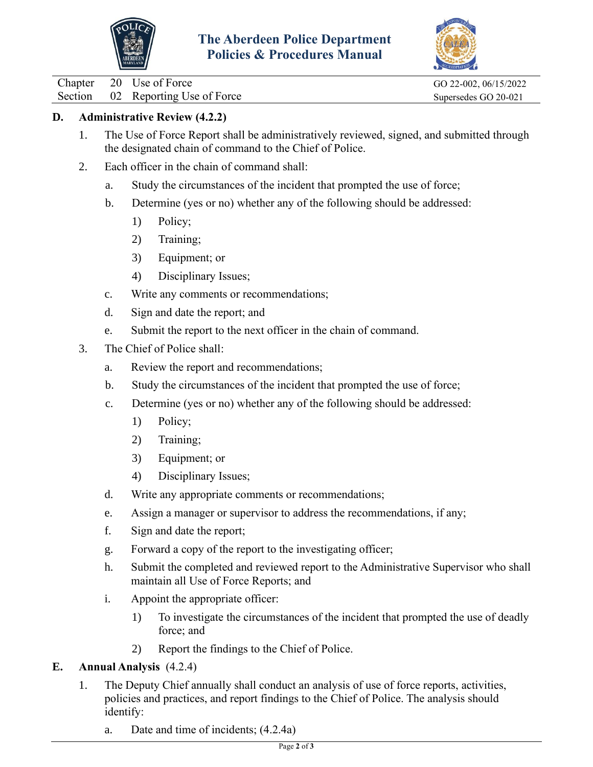**D. Administrative Review (4.2.2)**

1. The Use of Force Report shall be administratively reviewed, signed, and submitted through the designated chain of command to the Chief of Police.
2. Each officer in the chain of command shall:
   a. Study the circumstances of the incident that prompted the use of force;
   b. Determine (yes or no) whether any of the following should be addressed:
      1) Policy;
      2) Training;
      3) Equipment; or
      4) Disciplinary Issues;
   c. Write any comments or recommendations;
   d. Sign and date the report; and
   e. Submit the report to the next officer in the chain of command.
3. The Chief of Police shall:
   a. Review the report and recommendations;
   b. Study the circumstances of the incident that prompted the use of force;
   c. Determine (yes or no) whether any of the following should be addressed:
      1) Policy;
      2) Training;
      3) Equipment; or
      4) Disciplinary Issues;
   d. Write any appropriate comments or recommendations;
   e. Assign a manager or supervisor to address the recommendations, if any;
   f. Sign and date the report;
   g. Forward a copy of the report to the investigating officer;
   h. Submit the completed and reviewed report to the Administrative Supervisor who shall maintain all Use of Force Reports; and
   i. Appoint the appropriate officer:
      1) To investigate the circumstances of the incident that prompted the use of deadly force; and
      2) Report the findings to the Chief of Police.

**E. Annual Analysis** (4.2.4)

1. The Deputy Chief annually shall conduct an analysis of use of force reports, activities, policies and practices, and report findings to the Chief of Police. The analysis should identify:
   a. Date and time of incidents; (4.2.4a)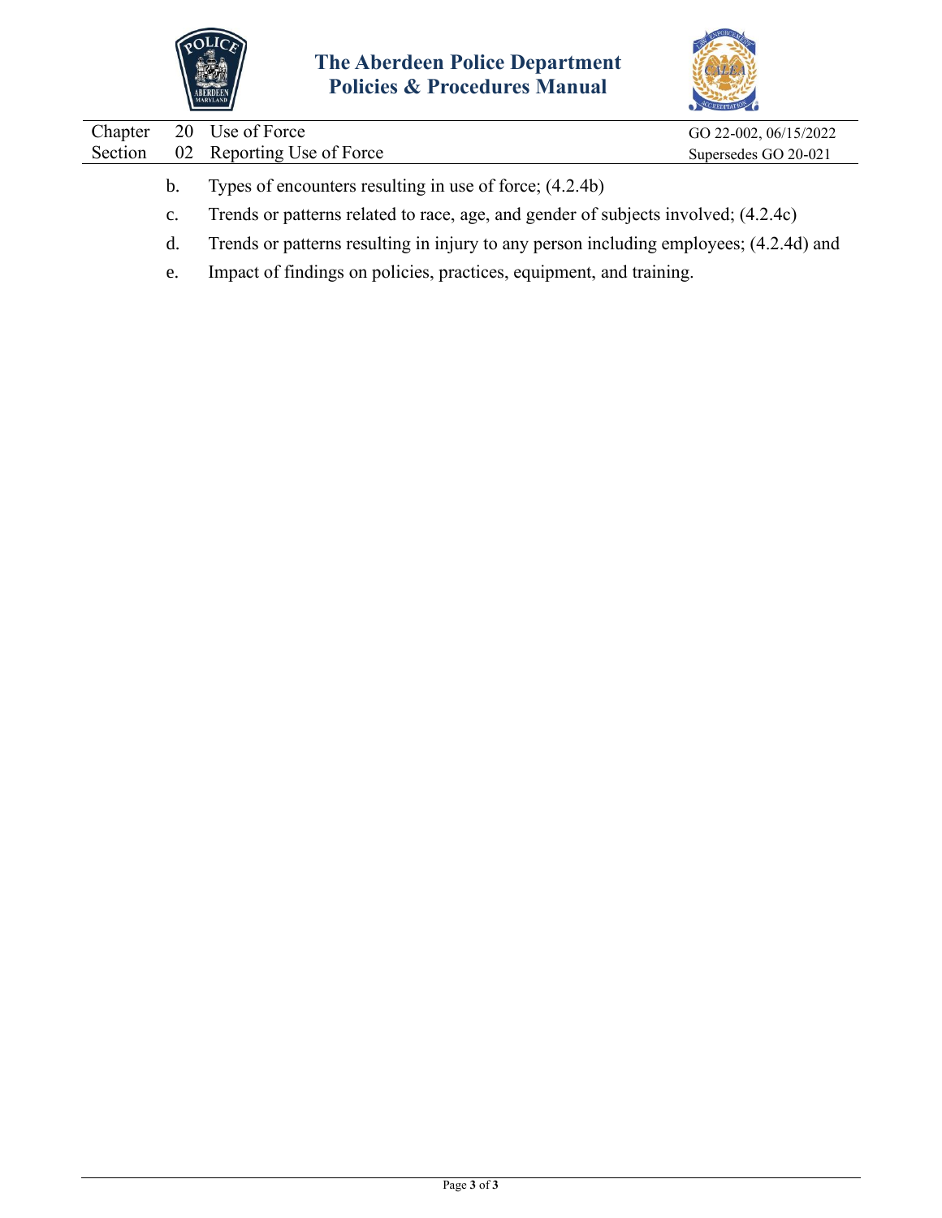b. Types of encounters resulting in use of force; (4.2.4b)

c. Trends or patterns related to race, age, and gender of subjects involved; (4.2.4c)

d. Trends or patterns resulting in injury to any person including employees; (4.2.4d) and

e. Impact of findings on policies, practices, equipment, and training.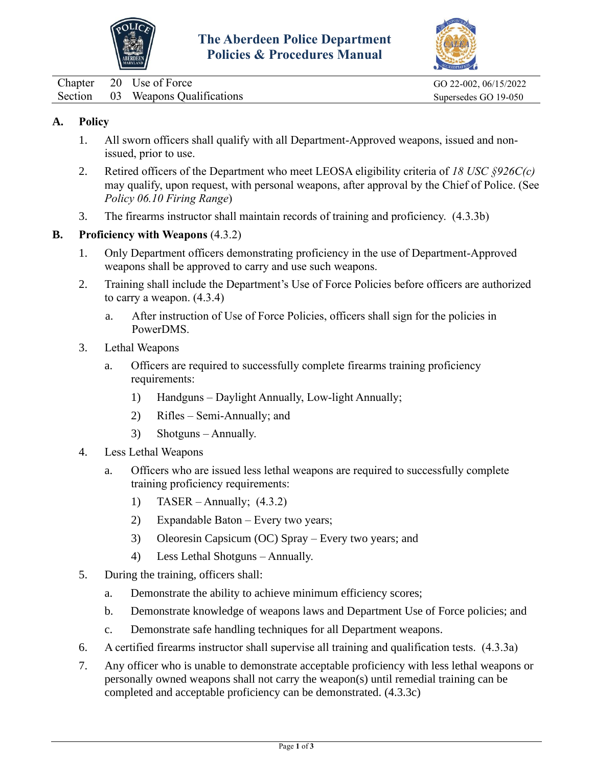The Aberdeen Police Department
Policies & Procedures Manual

| Chapter | 20 | Use of Force | GO 22-002, 06/15/2022 |
|---|---|---|---|
| Section | 03 | Weapons Qualifications | Supersedes GO 19-050 |

## A. Policy

1. All sworn officers shall qualify with all Department-Approved weapons, issued and non-issued, prior to use.
2. Retired officers of the Department who meet LEOSA eligibility criteria of *18 USC §926C(c)* may qualify, upon request, with personal weapons, after approval by the Chief of Police. (See *Policy 06.10 Firing Range*)
3. The firearms instructor shall maintain records of training and proficiency. (4.3.3b)

## B. Proficiency with Weapons (4.3.2)

1. Only Department officers demonstrating proficiency in the use of Department-Approved weapons shall be approved to carry and use such weapons.
2. Training shall include the Department's Use of Force Policies before officers are authorized to carry a weapon. (4.3.4)
   a. After instruction of Use of Force Policies, officers shall sign for the policies in PowerDMS.
3. Lethal Weapons
   a. Officers are required to successfully complete firearms training proficiency requirements:
      1) Handguns – Daylight Annually, Low-light Annually;
      2) Rifles – Semi-Annually; and
      3) Shotguns – Annually.
4. Less Lethal Weapons
   a. Officers who are issued less lethal weapons are required to successfully complete training proficiency requirements:
      1) TASER – Annually; (4.3.2)
      2) Expandable Baton – Every two years;
      3) Oleoresin Capsicum (OC) Spray – Every two years; and
      4) Less Lethal Shotguns – Annually.
5. During the training, officers shall:
   a. Demonstrate the ability to achieve minimum efficiency scores;
   b. Demonstrate knowledge of weapons laws and Department Use of Force policies; and
   c. Demonstrate safe handling techniques for all Department weapons.
6. A certified firearms instructor shall supervise all training and qualification tests. (4.3.3a)
7. Any officer who is unable to demonstrate acceptable proficiency with less lethal weapons or personally owned weapons shall not carry the weapon(s) until remedial training can be completed and acceptable proficiency can be demonstrated. (4.3.3c)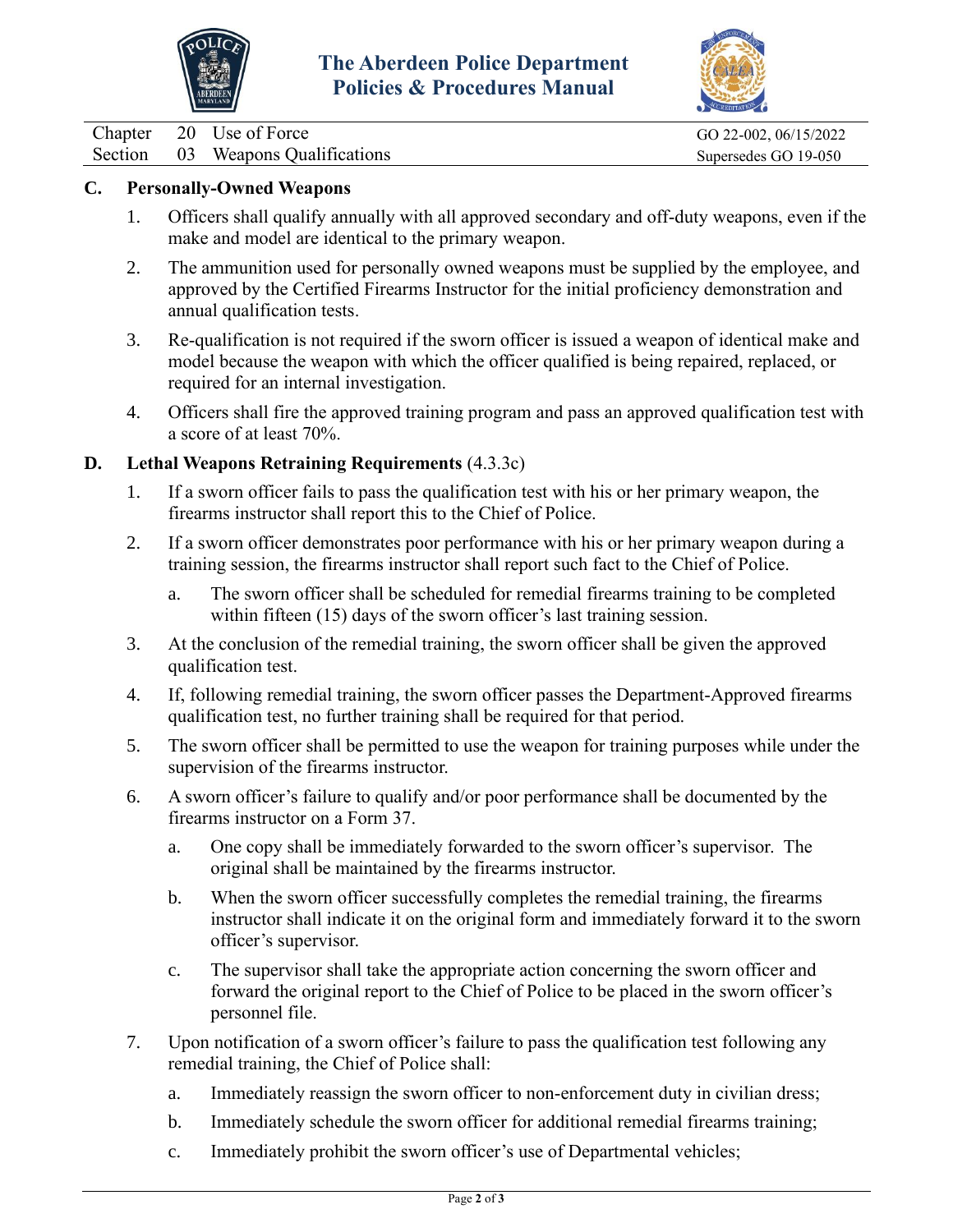**C. Personally-Owned Weapons**

1. Officers shall qualify annually with all approved secondary and off-duty weapons, even if the make and model are identical to the primary weapon.

2. The ammunition used for personally owned weapons must be supplied by the employee, and approved by the Certified Firearms Instructor for the initial proficiency demonstration and annual qualification tests.

3. Re-qualification is not required if the sworn officer is issued a weapon of identical make and model because the weapon with which the officer qualified is being repaired, replaced, or required for an internal investigation.

4. Officers shall fire the approved training program and pass an approved qualification test with a score of at least 70%.

**D. Lethal Weapons Retraining Requirements** (4.3.3c)

1. If a sworn officer fails to pass the qualification test with his or her primary weapon, the firearms instructor shall report this to the Chief of Police.

2. If a sworn officer demonstrates poor performance with his or her primary weapon during a training session, the firearms instructor shall report such fact to the Chief of Police.

   a. The sworn officer shall be scheduled for remedial firearms training to be completed within fifteen (15) days of the sworn officer's last training session.

3. At the conclusion of the remedial training, the sworn officer shall be given the approved qualification test.

4. If, following remedial training, the sworn officer passes the Department-Approved firearms qualification test, no further training shall be required for that period.

5. The sworn officer shall be permitted to use the weapon for training purposes while under the supervision of the firearms instructor.

6. A sworn officer's failure to qualify and/or poor performance shall be documented by the firearms instructor on a Form 37.

   a. One copy shall be immediately forwarded to the sworn officer's supervisor. The original shall be maintained by the firearms instructor.

   b. When the sworn officer successfully completes the remedial training, the firearms instructor shall indicate it on the original form and immediately forward it to the sworn officer's supervisor.

   c. The supervisor shall take the appropriate action concerning the sworn officer and forward the original report to the Chief of Police to be placed in the sworn officer's personnel file.

7. Upon notification of a sworn officer's failure to pass the qualification test following any remedial training, the Chief of Police shall:

   a. Immediately reassign the sworn officer to non-enforcement duty in civilian dress;

   b. Immediately schedule the sworn officer for additional remedial firearms training;

   c. Immediately prohibit the sworn officer's use of Departmental vehicles;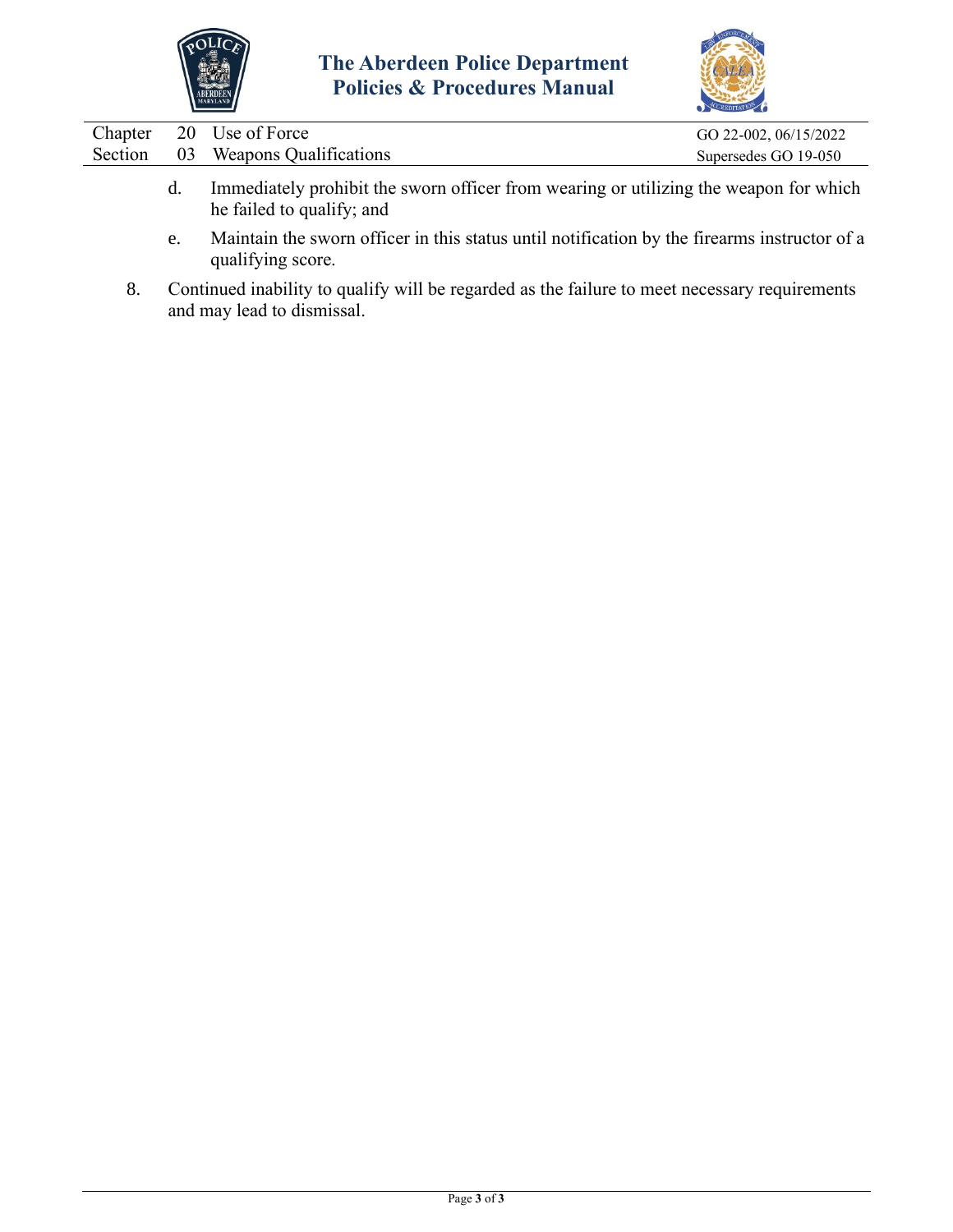d. Immediately prohibit the sworn officer from wearing or utilizing the weapon for which he failed to qualify; and

e. Maintain the sworn officer in this status until notification by the firearms instructor of a qualifying score.

8. Continued inability to qualify will be regarded as the failure to meet necessary requirements and may lead to dismissal.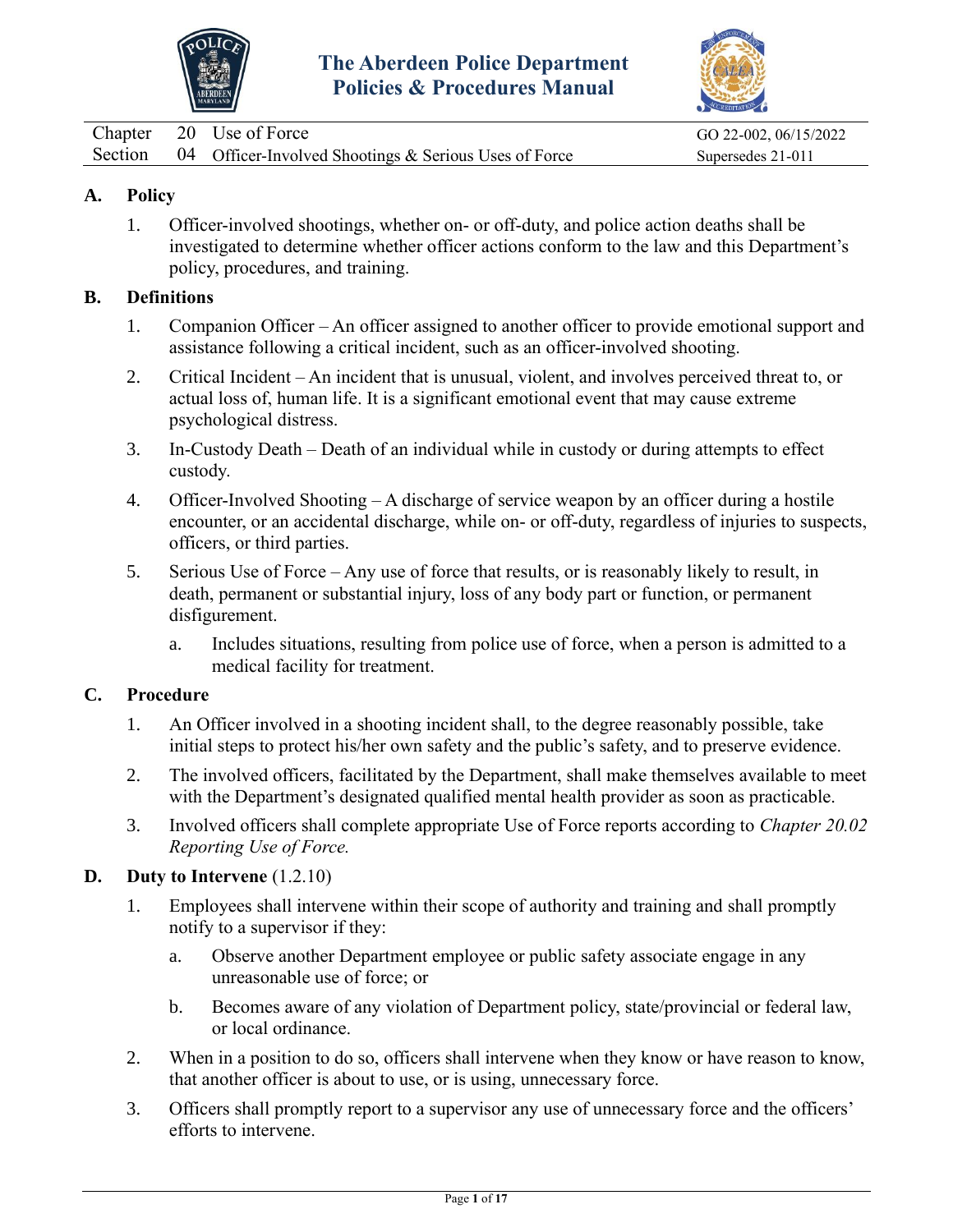# The Aberdeen Police Department Policies & Procedures Manual

| | | | |
|---|---|---|---|
| Chapter | 20 | Use of Force | GO 22-002, 06/15/2022 |
| Section | 04 | Officer-Involved Shootings & Serious Uses of Force | Supersedes 21-011 |

## A. Policy

1. Officer-involved shootings, whether on- or off-duty, and police action deaths shall be investigated to determine whether officer actions conform to the law and this Department's policy, procedures, and training.

## B. Definitions

1. Companion Officer – An officer assigned to another officer to provide emotional support and assistance following a critical incident, such as an officer-involved shooting.
2. Critical Incident – An incident that is unusual, violent, and involves perceived threat to, or actual loss of, human life. It is a significant emotional event that may cause extreme psychological distress.
3. In-Custody Death – Death of an individual while in custody or during attempts to effect custody.
4. Officer-Involved Shooting – A discharge of service weapon by an officer during a hostile encounter, or an accidental discharge, while on- or off-duty, regardless of injuries to suspects, officers, or third parties.
5. Serious Use of Force – Any use of force that results, or is reasonably likely to result, in death, permanent or substantial injury, loss of any body part or function, or permanent disfigurement.
   a. Includes situations, resulting from police use of force, when a person is admitted to a medical facility for treatment.

## C. Procedure

1. An Officer involved in a shooting incident shall, to the degree reasonably possible, take initial steps to protect his/her own safety and the public's safety, and to preserve evidence.
2. The involved officers, facilitated by the Department, shall make themselves available to meet with the Department's designated qualified mental health provider as soon as practicable.
3. Involved officers shall complete appropriate Use of Force reports according to *Chapter 20.02 Reporting Use of Force.*

## D. Duty to Intervene (1.2.10)

1. Employees shall intervene within their scope of authority and training and shall promptly notify to a supervisor if they:
   a. Observe another Department employee or public safety associate engage in any unreasonable use of force; or
   b. Becomes aware of any violation of Department policy, state/provincial or federal law, or local ordinance.
2. When in a position to do so, officers shall intervene when they know or have reason to know, that another officer is about to use, or is using, unnecessary force.
3. Officers shall promptly report to a supervisor any use of unnecessary force and the officers' efforts to intervene.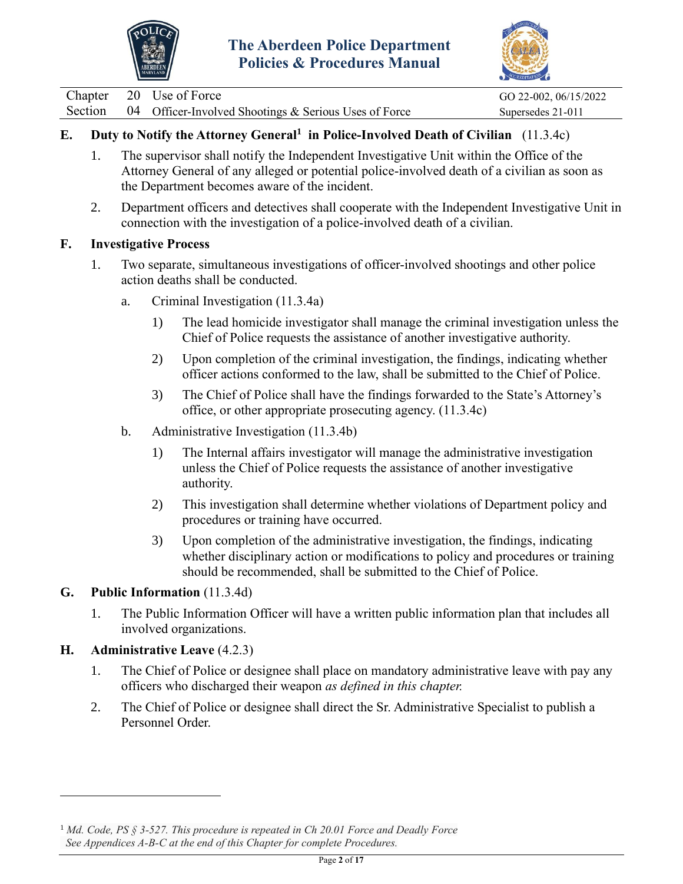**E. Duty to Notify the Attorney General[1] in Police-Involved Death of Civilian** (11.3.4c)

1. The supervisor shall notify the Independent Investigative Unit within the Office of the Attorney General of any alleged or potential police-involved death of a civilian as soon as the Department becomes aware of the incident.

2. Department officers and detectives shall cooperate with the Independent Investigative Unit in connection with the investigation of a police-involved death of a civilian.

**F. Investigative Process**

1. Two separate, simultaneous investigations of officer-involved shootings and other police action deaths shall be conducted.

   a. Criminal Investigation (11.3.4a)

      1) The lead homicide investigator shall manage the criminal investigation unless the Chief of Police requests the assistance of another investigative authority.

      2) Upon completion of the criminal investigation, the findings, indicating whether officer actions conformed to the law, shall be submitted to the Chief of Police.

      3) The Chief of Police shall have the findings forwarded to the State's Attorney's office, or other appropriate prosecuting agency. (11.3.4c)

   b. Administrative Investigation (11.3.4b)

      1) The Internal affairs investigator will manage the administrative investigation unless the Chief of Police requests the assistance of another investigative authority.

      2) This investigation shall determine whether violations of Department policy and procedures or training have occurred.

      3) Upon completion of the administrative investigation, the findings, indicating whether disciplinary action or modifications to policy and procedures or training should be recommended, shall be submitted to the Chief of Police.

**G. Public Information** (11.3.4d)

1. The Public Information Officer will have a written public information plan that includes all involved organizations.

**H. Administrative Leave** (4.2.3)

1. The Chief of Police or designee shall place on mandatory administrative leave with pay any officers who discharged their weapon *as defined in this chapter.*

2. The Chief of Police or designee shall direct the Sr. Administrative Specialist to publish a Personnel Order.

---

[1] *Md. Code, PS § 3-527. This procedure is repeated in Ch 20.01 Force and Deadly Force*
*See Appendices A-B-C at the end of this Chapter for complete Procedures.*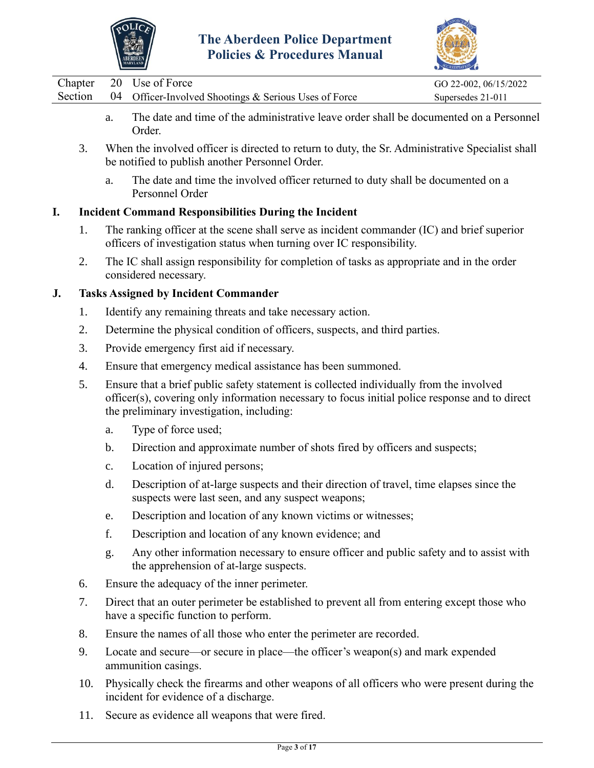a. The date and time of the administrative leave order shall be documented on a Personnel Order.

3. When the involved officer is directed to return to duty, the Sr. Administrative Specialist shall be notified to publish another Personnel Order.

   a. The date and time the involved officer returned to duty shall be documented on a Personnel Order

## I. Incident Command Responsibilities During the Incident

1. The ranking officer at the scene shall serve as incident commander (IC) and brief superior officers of investigation status when turning over IC responsibility.

2. The IC shall assign responsibility for completion of tasks as appropriate and in the order considered necessary.

## J. Tasks Assigned by Incident Commander

1. Identify any remaining threats and take necessary action.

2. Determine the physical condition of officers, suspects, and third parties.

3. Provide emergency first aid if necessary.

4. Ensure that emergency medical assistance has been summoned.

5. Ensure that a brief public safety statement is collected individually from the involved officer(s), covering only information necessary to focus initial police response and to direct the preliminary investigation, including:

   a. Type of force used;

   b. Direction and approximate number of shots fired by officers and suspects;

   c. Location of injured persons;

   d. Description of at-large suspects and their direction of travel, time elapses since the suspects were last seen, and any suspect weapons;

   e. Description and location of any known victims or witnesses;

   f. Description and location of any known evidence; and

   g. Any other information necessary to ensure officer and public safety and to assist with the apprehension of at-large suspects.

6. Ensure the adequacy of the inner perimeter.

7. Direct that an outer perimeter be established to prevent all from entering except those who have a specific function to perform.

8. Ensure the names of all those who enter the perimeter are recorded.

9. Locate and secure—or secure in place—the officer's weapon(s) and mark expended ammunition casings.

10. Physically check the firearms and other weapons of all officers who were present during the incident for evidence of a discharge.

11. Secure as evidence all weapons that were fired.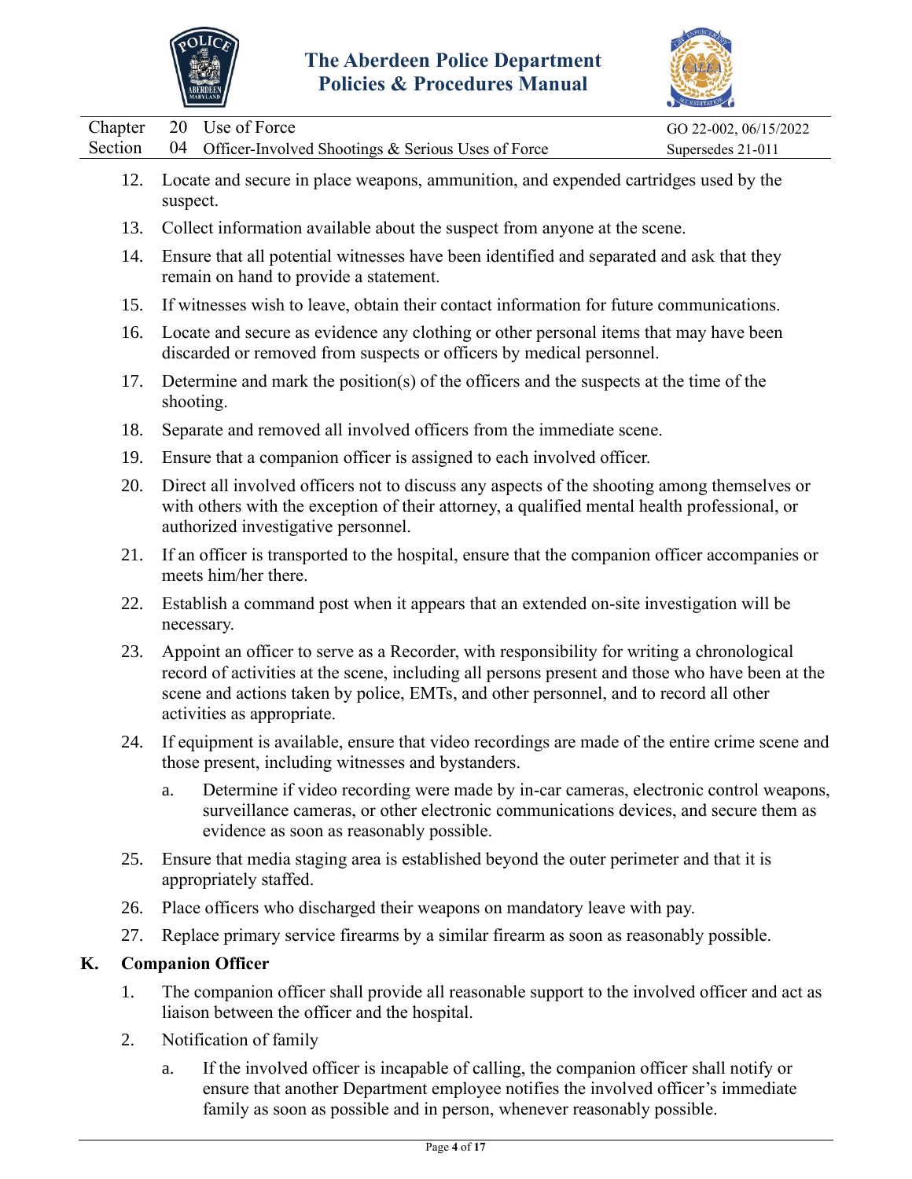12. Locate and secure in place weapons, ammunition, and expended cartridges used by the suspect.
13. Collect information available about the suspect from anyone at the scene.
14. Ensure that all potential witnesses have been identified and separated and ask that they remain on hand to provide a statement.
15. If witnesses wish to leave, obtain their contact information for future communications.
16. Locate and secure as evidence any clothing or other personal items that may have been discarded or removed from suspects or officers by medical personnel.
17. Determine and mark the position(s) of the officers and the suspects at the time of the shooting.
18. Separate and removed all involved officers from the immediate scene.
19. Ensure that a companion officer is assigned to each involved officer.
20. Direct all involved officers not to discuss any aspects of the shooting among themselves or with others with the exception of their attorney, a qualified mental health professional, or authorized investigative personnel.
21. If an officer is transported to the hospital, ensure that the companion officer accompanies or meets him/her there.
22. Establish a command post when it appears that an extended on-site investigation will be necessary.
23. Appoint an officer to serve as a Recorder, with responsibility for writing a chronological record of activities at the scene, including all persons present and those who have been at the scene and actions taken by police, EMTs, and other personnel, and to record all other activities as appropriate.
24. If equipment is available, ensure that video recordings are made of the entire crime scene and those present, including witnesses and bystanders.
    a. Determine if video recording were made by in-car cameras, electronic control weapons, surveillance cameras, or other electronic communications devices, and secure them as evidence as soon as reasonably possible.
25. Ensure that media staging area is established beyond the outer perimeter and that it is appropriately staffed.
26. Place officers who discharged their weapons on mandatory leave with pay.
27. Replace primary service firearms by a similar firearm as soon as reasonably possible.

## K. Companion Officer

1. The companion officer shall provide all reasonable support to the involved officer and act as liaison between the officer and the hospital.
2. Notification of family
    a. If the involved officer is incapable of calling, the companion officer shall notify or ensure that another Department employee notifies the involved officer's immediate family as soon as possible and in person, whenever reasonably possible.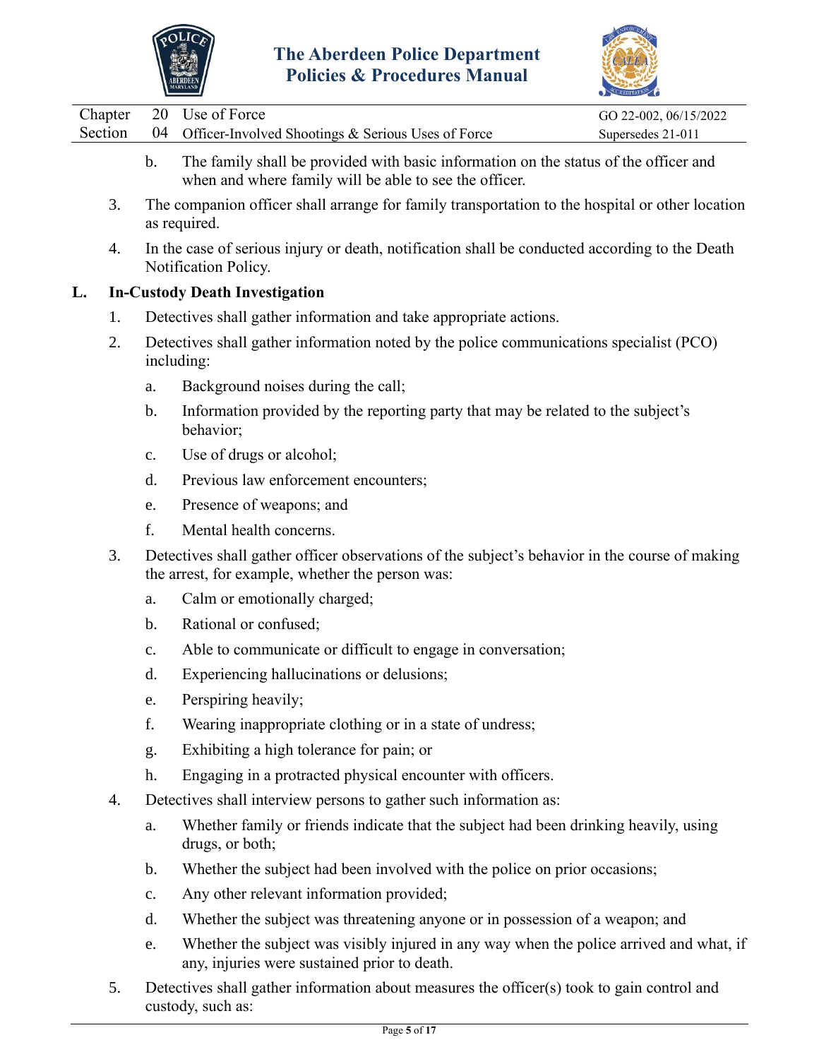b. The family shall be provided with basic information on the status of the officer and when and where family will be able to see the officer.

3. The companion officer shall arrange for family transportation to the hospital or other location as required.

4. In the case of serious injury or death, notification shall be conducted according to the Death Notification Policy.

**L. In-Custody Death Investigation**

1. Detectives shall gather information and take appropriate actions.

2. Detectives shall gather information noted by the police communications specialist (PCO) including:

   a. Background noises during the call;

   b. Information provided by the reporting party that may be related to the subject's behavior;

   c. Use of drugs or alcohol;

   d. Previous law enforcement encounters;

   e. Presence of weapons; and

   f. Mental health concerns.

3. Detectives shall gather officer observations of the subject's behavior in the course of making the arrest, for example, whether the person was:

   a. Calm or emotionally charged;

   b. Rational or confused;

   c. Able to communicate or difficult to engage in conversation;

   d. Experiencing hallucinations or delusions;

   e. Perspiring heavily;

   f. Wearing inappropriate clothing or in a state of undress;

   g. Exhibiting a high tolerance for pain; or

   h. Engaging in a protracted physical encounter with officers.

4. Detectives shall interview persons to gather such information as:

   a. Whether family or friends indicate that the subject had been drinking heavily, using drugs, or both;

   b. Whether the subject had been involved with the police on prior occasions;

   c. Any other relevant information provided;

   d. Whether the subject was threatening anyone or in possession of a weapon; and

   e. Whether the subject was visibly injured in any way when the police arrived and what, if any, injuries were sustained prior to death.

5. Detectives shall gather information about measures the officer(s) took to gain control and custody, such as: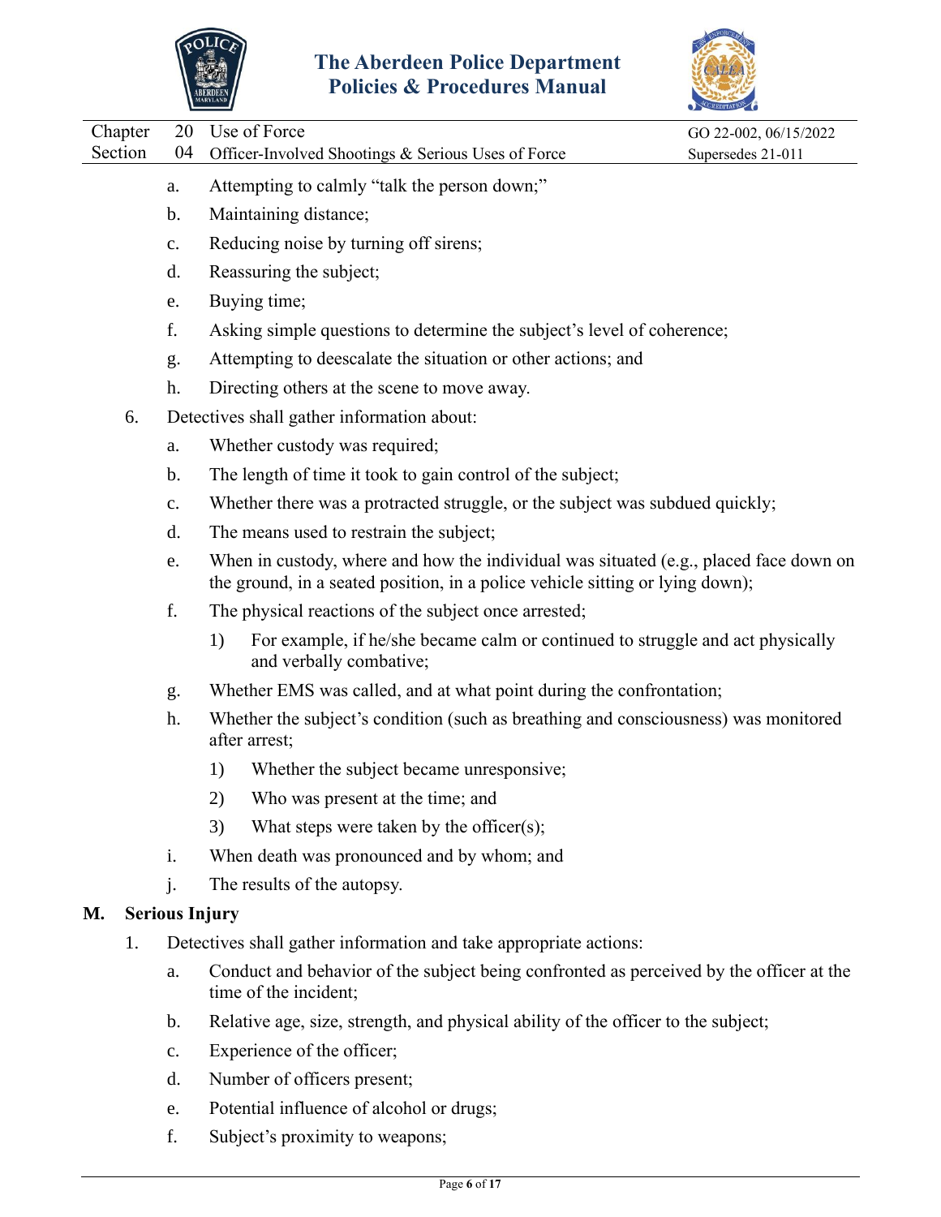a. Attempting to calmly "talk the person down;"

b. Maintaining distance;

c. Reducing noise by turning off sirens;

d. Reassuring the subject;

e. Buying time;

f. Asking simple questions to determine the subject's level of coherence;

g. Attempting to deescalate the situation or other actions; and

h. Directing others at the scene to move away.

6. Detectives shall gather information about:

   a. Whether custody was required;

   b. The length of time it took to gain control of the subject;

   c. Whether there was a protracted struggle, or the subject was subdued quickly;

   d. The means used to restrain the subject;

   e. When in custody, where and how the individual was situated (e.g., placed face down on the ground, in a seated position, in a police vehicle sitting or lying down);

   f. The physical reactions of the subject once arrested;

      1) For example, if he/she became calm or continued to struggle and act physically and verbally combative;

   g. Whether EMS was called, and at what point during the confrontation;

   h. Whether the subject's condition (such as breathing and consciousness) was monitored after arrest;

      1) Whether the subject became unresponsive;

      2) Who was present at the time; and

      3) What steps were taken by the officer(s);

   i. When death was pronounced and by whom; and

   j. The results of the autopsy.

## M. Serious Injury

1. Detectives shall gather information and take appropriate actions:

   a. Conduct and behavior of the subject being confronted as perceived by the officer at the time of the incident;

   b. Relative age, size, strength, and physical ability of the officer to the subject;

   c. Experience of the officer;

   d. Number of officers present;

   e. Potential influence of alcohol or drugs;

   f. Subject's proximity to weapons;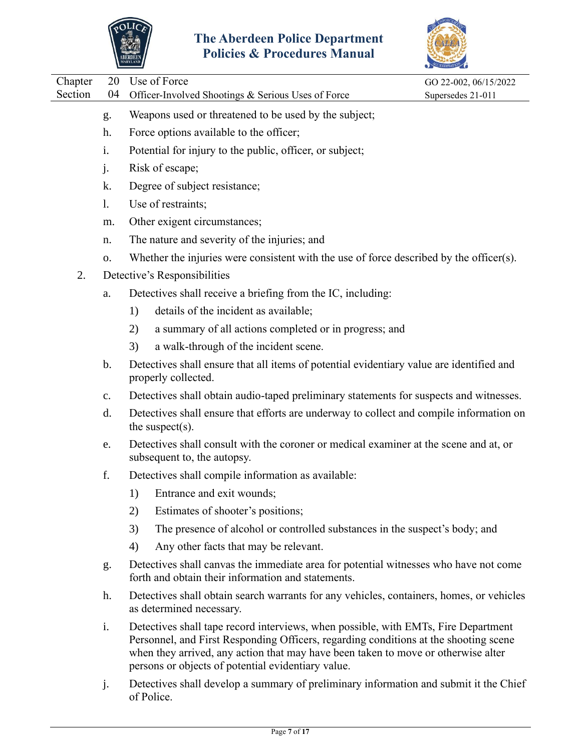g. Weapons used or threatened to be used by the subject;

h. Force options available to the officer;

i. Potential for injury to the public, officer, or subject;

j. Risk of escape;

k. Degree of subject resistance;

l. Use of restraints;

m. Other exigent circumstances;

n. The nature and severity of the injuries; and

o. Whether the injuries were consistent with the use of force described by the officer(s).

2. Detective's Responsibilities

a. Detectives shall receive a briefing from the IC, including:

   1) details of the incident as available;

   2) a summary of all actions completed or in progress; and

   3) a walk-through of the incident scene.

b. Detectives shall ensure that all items of potential evidentiary value are identified and properly collected.

c. Detectives shall obtain audio-taped preliminary statements for suspects and witnesses.

d. Detectives shall ensure that efforts are underway to collect and compile information on the suspect(s).

e. Detectives shall consult with the coroner or medical examiner at the scene and at, or subsequent to, the autopsy.

f. Detectives shall compile information as available:

   1) Entrance and exit wounds;

   2) Estimates of shooter's positions;

   3) The presence of alcohol or controlled substances in the suspect's body; and

   4) Any other facts that may be relevant.

g. Detectives shall canvas the immediate area for potential witnesses who have not come forth and obtain their information and statements.

h. Detectives shall obtain search warrants for any vehicles, containers, homes, or vehicles as determined necessary.

i. Detectives shall tape record interviews, when possible, with EMTs, Fire Department Personnel, and First Responding Officers, regarding conditions at the shooting scene when they arrived, any action that may have been taken to move or otherwise alter persons or objects of potential evidentiary value.

j. Detectives shall develop a summary of preliminary information and submit it the Chief of Police.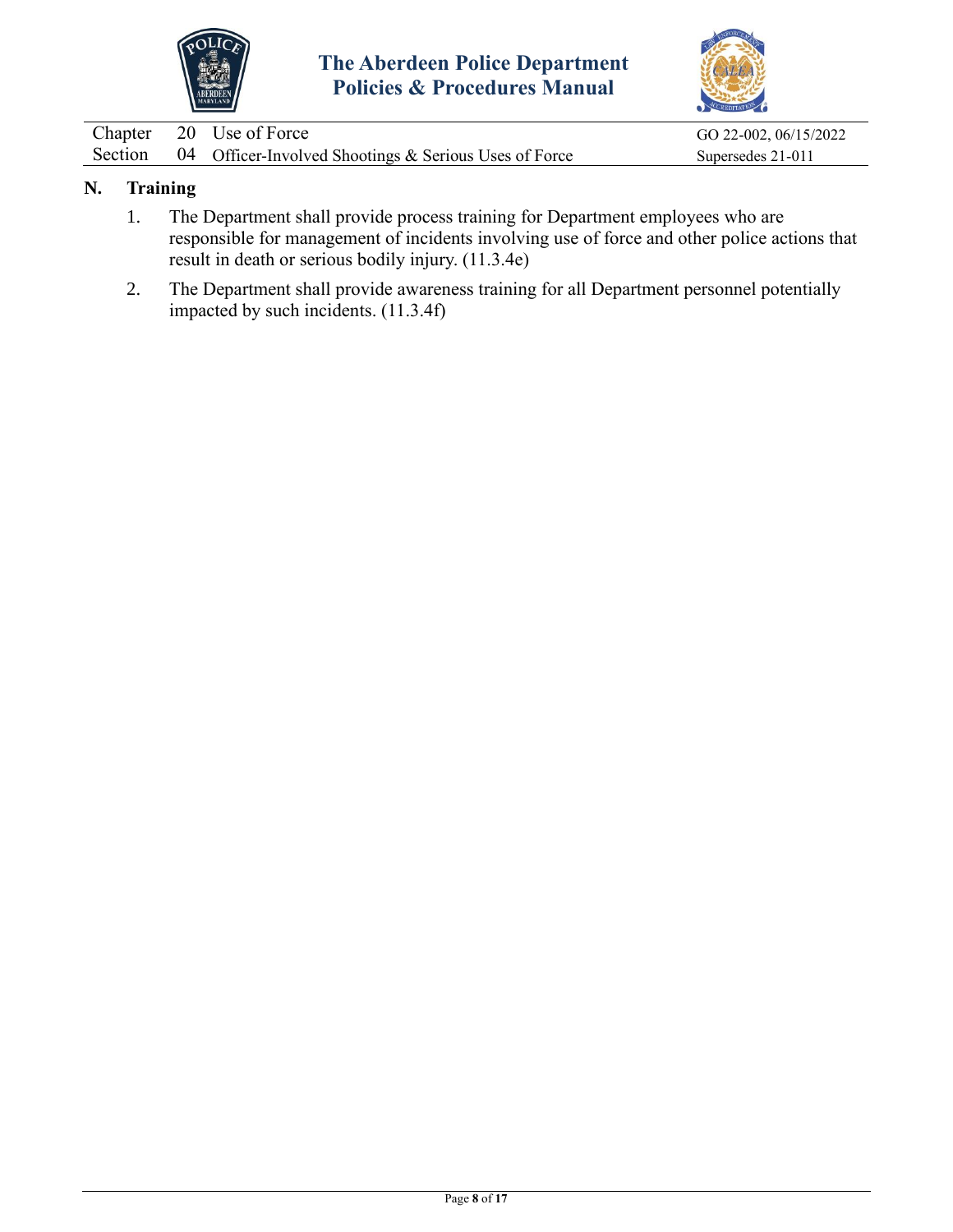## N. Training

1. The Department shall provide process training for Department employees who are responsible for management of incidents involving use of force and other police actions that result in death or serious bodily injury. (11.3.4e)

2. The Department shall provide awareness training for all Department personnel potentially impacted by such incidents. (11.3.4f)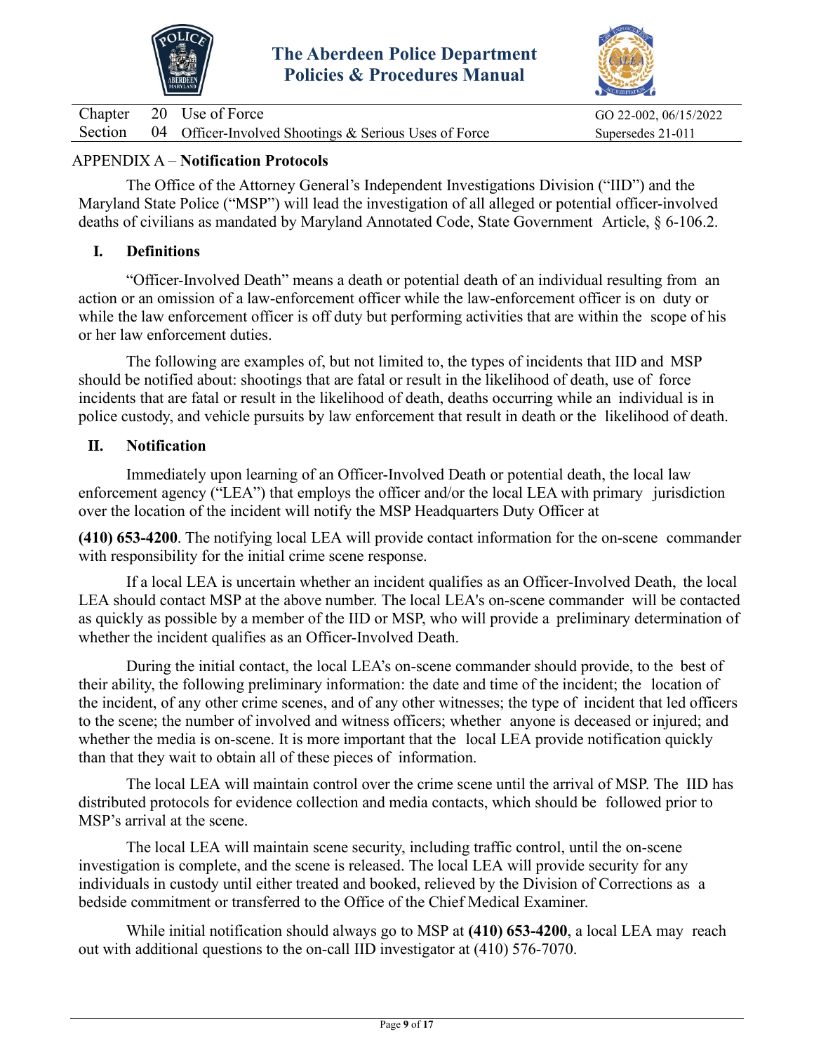## APPENDIX A – **Notification Protocols**

The Office of the Attorney General's Independent Investigations Division ("IID") and the Maryland State Police ("MSP") will lead the investigation of all alleged or potential officer-involved deaths of civilians as mandated by Maryland Annotated Code, State Government Article, § 6-106.2.

### I. Definitions

"Officer-Involved Death" means a death or potential death of an individual resulting from an action or an omission of a law-enforcement officer while the law-enforcement officer is on duty or while the law enforcement officer is off duty but performing activities that are within the scope of his or her law enforcement duties.

The following are examples of, but not limited to, the types of incidents that IID and MSP should be notified about: shootings that are fatal or result in the likelihood of death, use of force incidents that are fatal or result in the likelihood of death, deaths occurring while an individual is in police custody, and vehicle pursuits by law enforcement that result in death or the likelihood of death.

### II. Notification

Immediately upon learning of an Officer-Involved Death or potential death, the local law enforcement agency ("LEA") that employs the officer and/or the local LEA with primary jurisdiction over the location of the incident will notify the MSP Headquarters Duty Officer at **(410) 653-4200**. The notifying local LEA will provide contact information for the on-scene commander with responsibility for the initial crime scene response.

If a local LEA is uncertain whether an incident qualifies as an Officer-Involved Death, the local LEA should contact MSP at the above number. The local LEA's on-scene commander will be contacted as quickly as possible by a member of the IID or MSP, who will provide a preliminary determination of whether the incident qualifies as an Officer-Involved Death.

During the initial contact, the local LEA's on-scene commander should provide, to the best of their ability, the following preliminary information: the date and time of the incident; the location of the incident, of any other crime scenes, and of any other witnesses; the type of incident that led officers to the scene; the number of involved and witness officers; whether anyone is deceased or injured; and whether the media is on-scene. It is more important that the local LEA provide notification quickly than that they wait to obtain all of these pieces of information.

The local LEA will maintain control over the crime scene until the arrival of MSP. The IID has distributed protocols for evidence collection and media contacts, which should be followed prior to MSP's arrival at the scene.

The local LEA will maintain scene security, including traffic control, until the on-scene investigation is complete, and the scene is released. The local LEA will provide security for any individuals in custody until either treated and booked, relieved by the Division of Corrections as a bedside commitment or transferred to the Office of the Chief Medical Examiner.

While initial notification should always go to MSP at **(410) 653-4200**, a local LEA may reach out with additional questions to the on-call IID investigator at (410) 576-7070.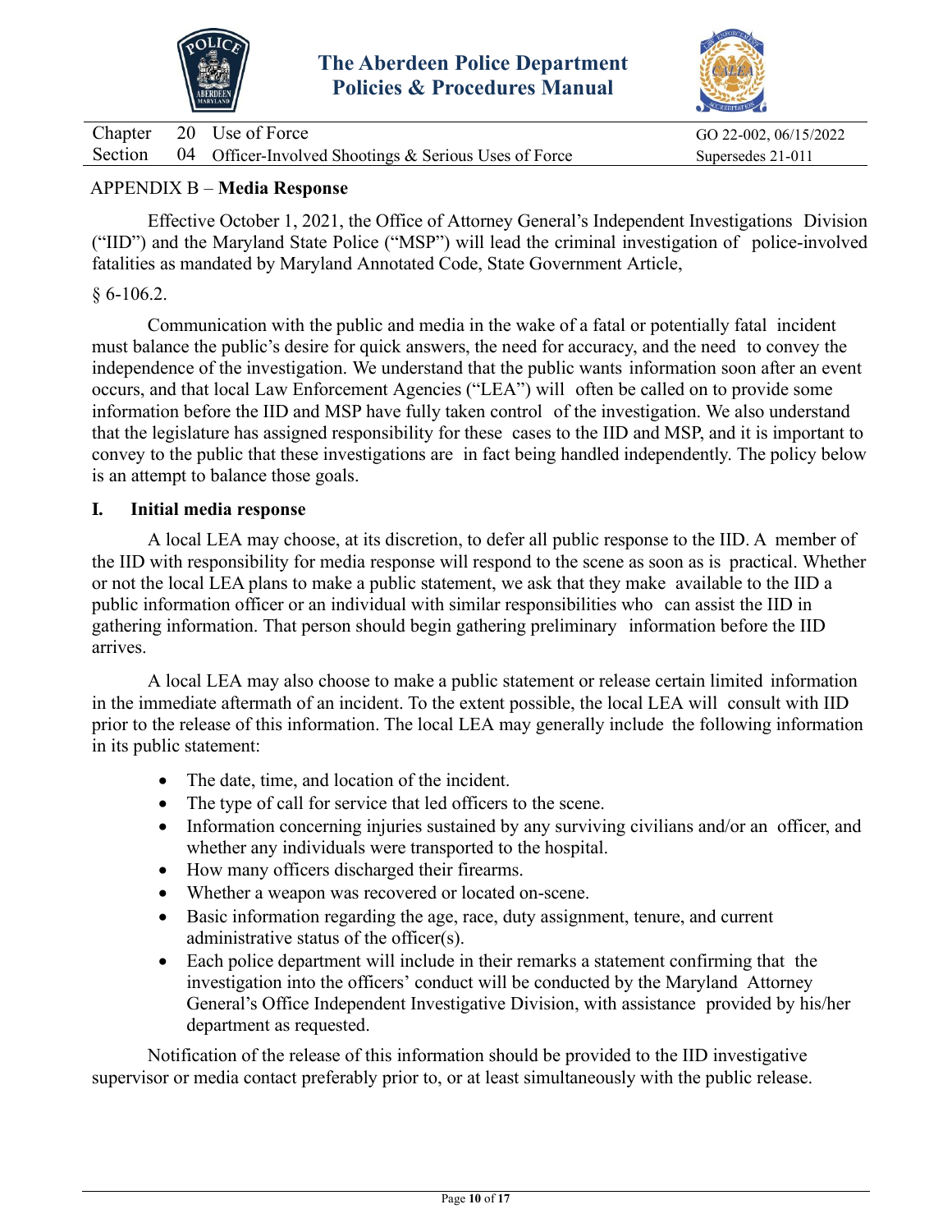APPENDIX B – **Media Response**

Effective October 1, 2021, the Office of Attorney General's Independent Investigations Division ("IID") and the Maryland State Police ("MSP") will lead the criminal investigation of police-involved fatalities as mandated by Maryland Annotated Code, State Government Article,

§ 6-106.2.

Communication with the public and media in the wake of a fatal or potentially fatal incident must balance the public's desire for quick answers, the need for accuracy, and the need to convey the independence of the investigation. We understand that the public wants information soon after an event occurs, and that local Law Enforcement Agencies ("LEA") will often be called on to provide some information before the IID and MSP have fully taken control of the investigation. We also understand that the legislature has assigned responsibility for these cases to the IID and MSP, and it is important to convey to the public that these investigations are in fact being handled independently. The policy below is an attempt to balance those goals.

## I. Initial media response

A local LEA may choose, at its discretion, to defer all public response to the IID. A member of the IID with responsibility for media response will respond to the scene as soon as is practical. Whether or not the local LEA plans to make a public statement, we ask that they make available to the IID a public information officer or an individual with similar responsibilities who can assist the IID in gathering information. That person should begin gathering preliminary information before the IID arrives.

A local LEA may also choose to make a public statement or release certain limited information in the immediate aftermath of an incident. To the extent possible, the local LEA will consult with IID prior to the release of this information. The local LEA may generally include the following information in its public statement:

- The date, time, and location of the incident.
- The type of call for service that led officers to the scene.
- Information concerning injuries sustained by any surviving civilians and/or an officer, and whether any individuals were transported to the hospital.
- How many officers discharged their firearms.
- Whether a weapon was recovered or located on-scene.
- Basic information regarding the age, race, duty assignment, tenure, and current administrative status of the officer(s).
- Each police department will include in their remarks a statement confirming that the investigation into the officers' conduct will be conducted by the Maryland Attorney General's Office Independent Investigative Division, with assistance provided by his/her department as requested.

Notification of the release of this information should be provided to the IID investigative supervisor or media contact preferably prior to, or at least simultaneously with the public release.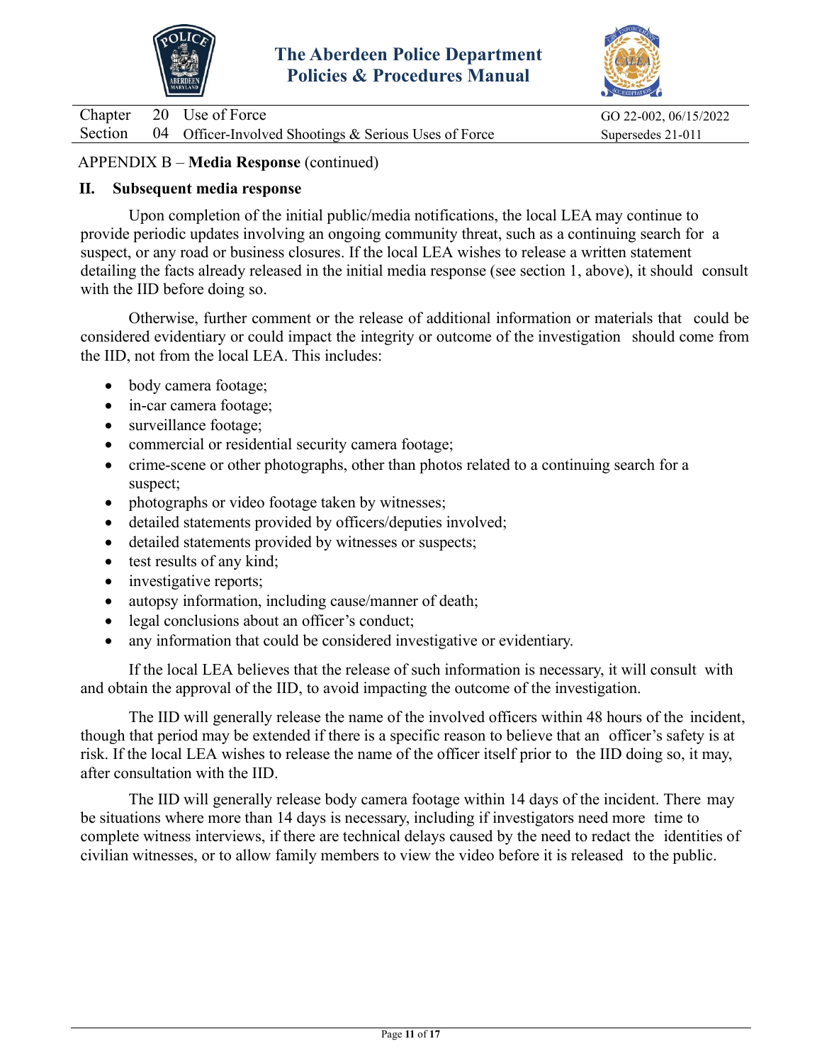APPENDIX B – **Media Response** (continued)

## II. Subsequent media response

Upon completion of the initial public/media notifications, the local LEA may continue to provide periodic updates involving an ongoing community threat, such as a continuing search for a suspect, or any road or business closures. If the local LEA wishes to release a written statement detailing the facts already released in the initial media response (see section 1, above), it should consult with the IID before doing so.

Otherwise, further comment or the release of additional information or materials that could be considered evidentiary or could impact the integrity or outcome of the investigation should come from the IID, not from the local LEA. This includes:

- body camera footage;
- in-car camera footage;
- surveillance footage;
- commercial or residential security camera footage;
- crime-scene or other photographs, other than photos related to a continuing search for a suspect;
- photographs or video footage taken by witnesses;
- detailed statements provided by officers/deputies involved;
- detailed statements provided by witnesses or suspects;
- test results of any kind;
- investigative reports;
- autopsy information, including cause/manner of death;
- legal conclusions about an officer's conduct;
- any information that could be considered investigative or evidentiary.

If the local LEA believes that the release of such information is necessary, it will consult with and obtain the approval of the IID, to avoid impacting the outcome of the investigation.

The IID will generally release the name of the involved officers within 48 hours of the incident, though that period may be extended if there is a specific reason to believe that an officer's safety is at risk. If the local LEA wishes to release the name of the officer itself prior to the IID doing so, it may, after consultation with the IID.

The IID will generally release body camera footage within 14 days of the incident. There may be situations where more than 14 days is necessary, including if investigators need more time to complete witness interviews, if there are technical delays caused by the need to redact the identities of civilian witnesses, or to allow family members to view the video before it is released to the public.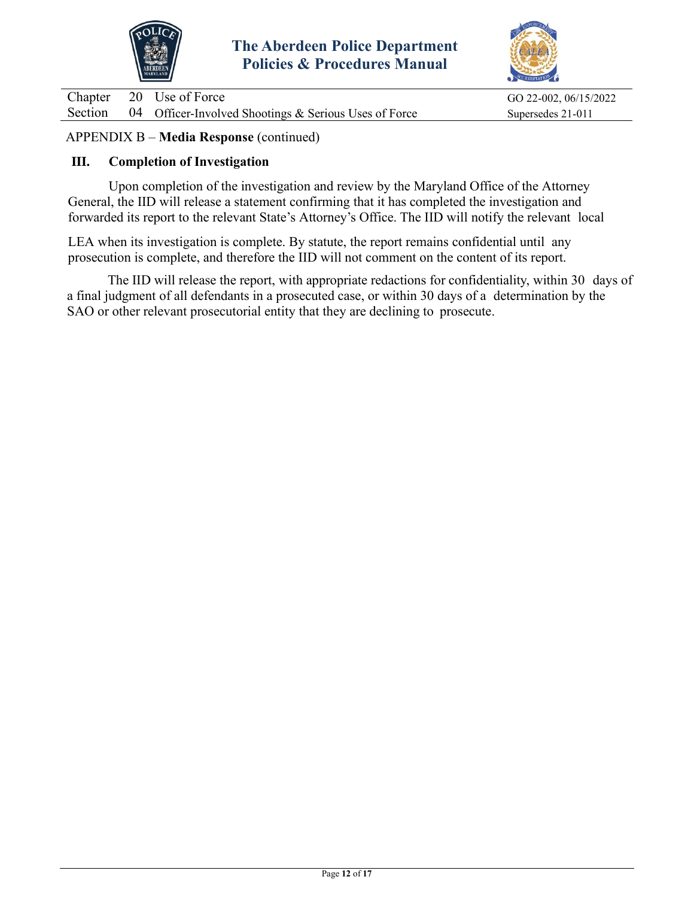APPENDIX B – **Media Response** (continued)

## III. Completion of Investigation

Upon completion of the investigation and review by the Maryland Office of the Attorney General, the IID will release a statement confirming that it has completed the investigation and forwarded its report to the relevant State's Attorney's Office. The IID will notify the relevant local LEA when its investigation is complete. By statute, the report remains confidential until any prosecution is complete, and therefore the IID will not comment on the content of its report.

The IID will release the report, with appropriate redactions for confidentiality, within 30 days of a final judgment of all defendants in a prosecuted case, or within 30 days of a determination by the SAO or other relevant prosecutorial entity that they are declining to prosecute.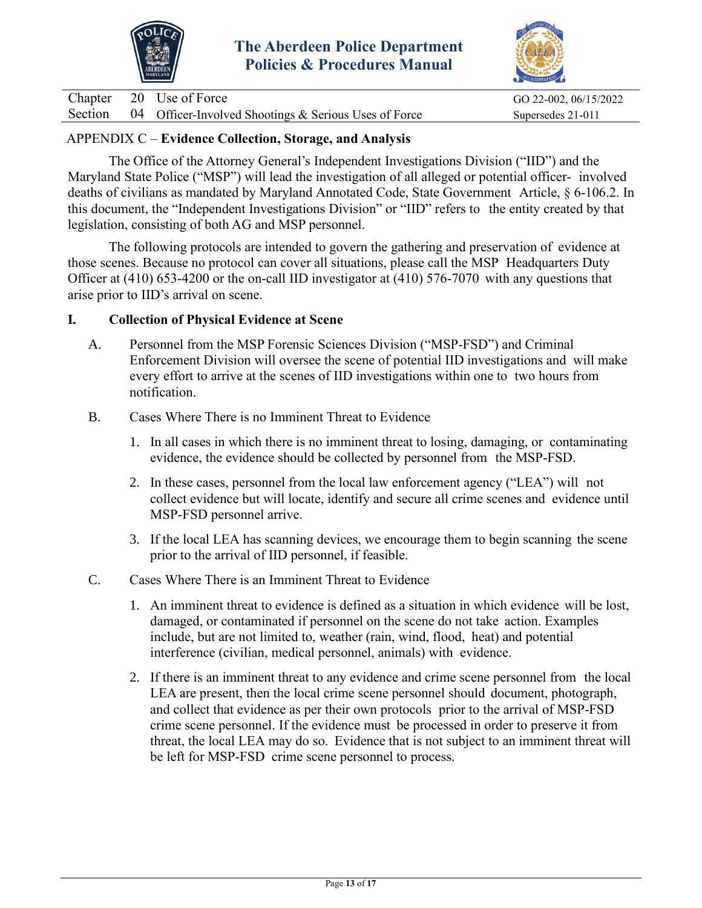## APPENDIX C – **Evidence Collection, Storage, and Analysis**

The Office of the Attorney General's Independent Investigations Division ("IID") and the Maryland State Police ("MSP") will lead the investigation of all alleged or potential officer- involved deaths of civilians as mandated by Maryland Annotated Code, State Government Article, § 6-106.2. In this document, the "Independent Investigations Division" or "IID" refers to the entity created by that legislation, consisting of both AG and MSP personnel.

The following protocols are intended to govern the gathering and preservation of evidence at those scenes. Because no protocol can cover all situations, please call the MSP Headquarters Duty Officer at (410) 653-4200 or the on-call IID investigator at (410) 576-7070 with any questions that arise prior to IID's arrival on scene.

### I. Collection of Physical Evidence at Scene

A. Personnel from the MSP Forensic Sciences Division ("MSP-FSD") and Criminal Enforcement Division will oversee the scene of potential IID investigations and will make every effort to arrive at the scenes of IID investigations within one to two hours from notification.

B. Cases Where There is no Imminent Threat to Evidence

1. In all cases in which there is no imminent threat to losing, damaging, or contaminating evidence, the evidence should be collected by personnel from the MSP-FSD.
2. In these cases, personnel from the local law enforcement agency ("LEA") will not collect evidence but will locate, identify and secure all crime scenes and evidence until MSP-FSD personnel arrive.
3. If the local LEA has scanning devices, we encourage them to begin scanning the scene prior to the arrival of IID personnel, if feasible.

C. Cases Where There is an Imminent Threat to Evidence

1. An imminent threat to evidence is defined as a situation in which evidence will be lost, damaged, or contaminated if personnel on the scene do not take action. Examples include, but are not limited to, weather (rain, wind, flood, heat) and potential interference (civilian, medical personnel, animals) with evidence.
2. If there is an imminent threat to any evidence and crime scene personnel from the local LEA are present, then the local crime scene personnel should document, photograph, and collect that evidence as per their own protocols prior to the arrival of MSP-FSD crime scene personnel. If the evidence must be processed in order to preserve it from threat, the local LEA may do so. Evidence that is not subject to an imminent threat will be left for MSP-FSD crime scene personnel to process.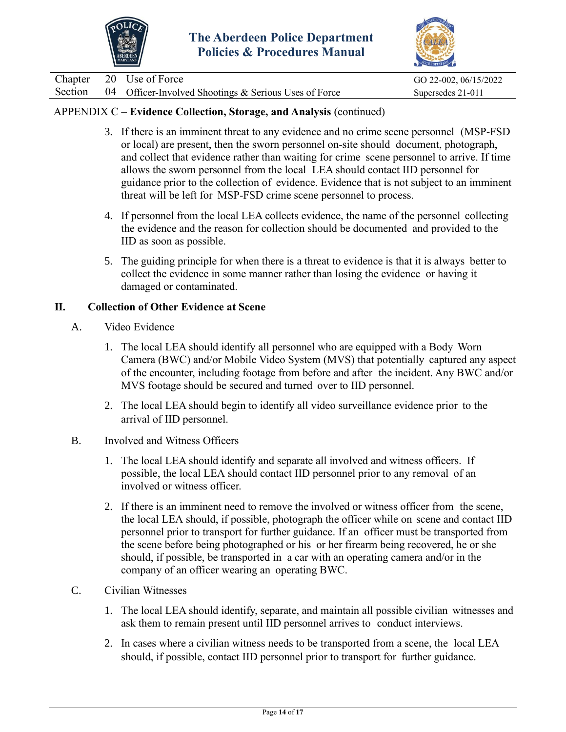APPENDIX C – **Evidence Collection, Storage, and Analysis** (continued)

3. If there is an imminent threat to any evidence and no crime scene personnel (MSP-FSD or local) are present, then the sworn personnel on-site should document, photograph, and collect that evidence rather than waiting for crime scene personnel to arrive. If time allows the sworn personnel from the local LEA should contact IID personnel for guidance prior to the collection of evidence. Evidence that is not subject to an imminent threat will be left for MSP-FSD crime scene personnel to process.

4. If personnel from the local LEA collects evidence, the name of the personnel collecting the evidence and the reason for collection should be documented and provided to the IID as soon as possible.

5. The guiding principle for when there is a threat to evidence is that it is always better to collect the evidence in some manner rather than losing the evidence or having it damaged or contaminated.

## II. Collection of Other Evidence at Scene

A. Video Evidence

1. The local LEA should identify all personnel who are equipped with a Body Worn Camera (BWC) and/or Mobile Video System (MVS) that potentially captured any aspect of the encounter, including footage from before and after the incident. Any BWC and/or MVS footage should be secured and turned over to IID personnel.

2. The local LEA should begin to identify all video surveillance evidence prior to the arrival of IID personnel.

B. Involved and Witness Officers

1. The local LEA should identify and separate all involved and witness officers. If possible, the local LEA should contact IID personnel prior to any removal of an involved or witness officer.

2. If there is an imminent need to remove the involved or witness officer from the scene, the local LEA should, if possible, photograph the officer while on scene and contact IID personnel prior to transport for further guidance. If an officer must be transported from the scene before being photographed or his or her firearm being recovered, he or she should, if possible, be transported in a car with an operating camera and/or in the company of an officer wearing an operating BWC.

C. Civilian Witnesses

1. The local LEA should identify, separate, and maintain all possible civilian witnesses and ask them to remain present until IID personnel arrives to conduct interviews.

2. In cases where a civilian witness needs to be transported from a scene, the local LEA should, if possible, contact IID personnel prior to transport for further guidance.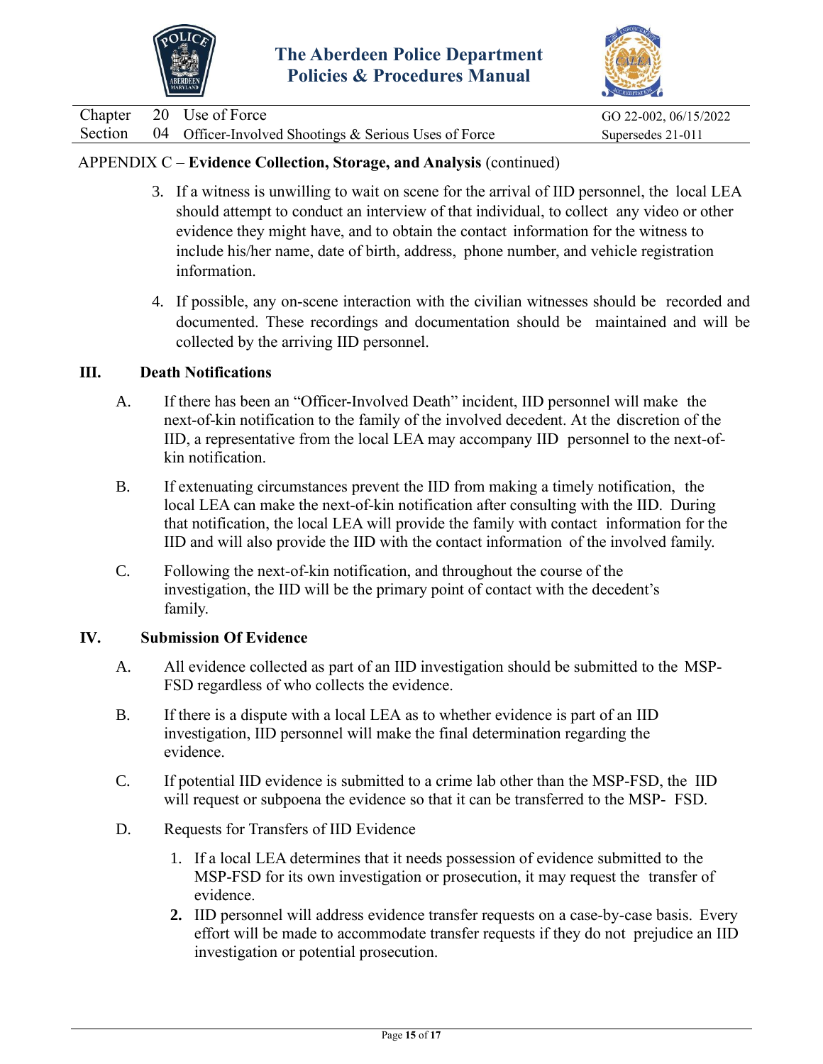APPENDIX C – **Evidence Collection, Storage, and Analysis** (continued)

3. If a witness is unwilling to wait on scene for the arrival of IID personnel, the local LEA should attempt to conduct an interview of that individual, to collect any video or other evidence they might have, and to obtain the contact information for the witness to include his/her name, date of birth, address, phone number, and vehicle registration information.

4. If possible, any on-scene interaction with the civilian witnesses should be recorded and documented. These recordings and documentation should be maintained and will be collected by the arriving IID personnel.

## III. Death Notifications

A. If there has been an "Officer-Involved Death" incident, IID personnel will make the next-of-kin notification to the family of the involved decedent. At the discretion of the IID, a representative from the local LEA may accompany IID personnel to the next-of-kin notification.

B. If extenuating circumstances prevent the IID from making a timely notification, the local LEA can make the next-of-kin notification after consulting with the IID. During that notification, the local LEA will provide the family with contact information for the IID and will also provide the IID with the contact information of the involved family.

C. Following the next-of-kin notification, and throughout the course of the investigation, the IID will be the primary point of contact with the decedent's family.

## IV. Submission Of Evidence

A. All evidence collected as part of an IID investigation should be submitted to the MSP-FSD regardless of who collects the evidence.

B. If there is a dispute with a local LEA as to whether evidence is part of an IID investigation, IID personnel will make the final determination regarding the evidence.

C. If potential IID evidence is submitted to a crime lab other than the MSP-FSD, the IID will request or subpoena the evidence so that it can be transferred to the MSP- FSD.

D. Requests for Transfers of IID Evidence

1. If a local LEA determines that it needs possession of evidence submitted to the MSP-FSD for its own investigation or prosecution, it may request the transfer of evidence.
2. IID personnel will address evidence transfer requests on a case-by-case basis. Every effort will be made to accommodate transfer requests if they do not prejudice an IID investigation or potential prosecution.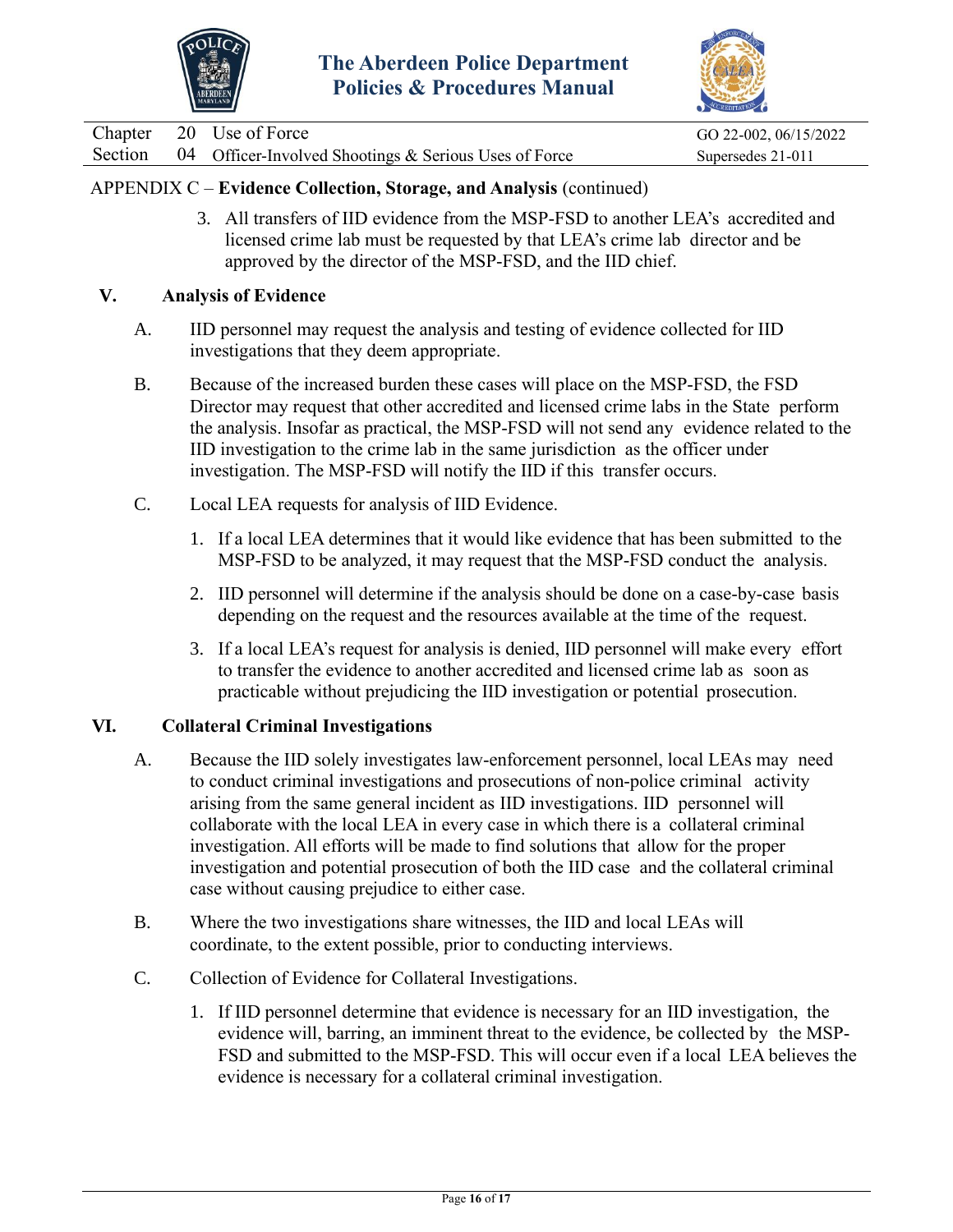APPENDIX C – **Evidence Collection, Storage, and Analysis** (continued)

3. All transfers of IID evidence from the MSP-FSD to another LEA's accredited and licensed crime lab must be requested by that LEA's crime lab director and be approved by the director of the MSP-FSD, and the IID chief.

## V. Analysis of Evidence

A. IID personnel may request the analysis and testing of evidence collected for IID investigations that they deem appropriate.

B. Because of the increased burden these cases will place on the MSP-FSD, the FSD Director may request that other accredited and licensed crime labs in the State perform the analysis. Insofar as practical, the MSP-FSD will not send any evidence related to the IID investigation to the crime lab in the same jurisdiction as the officer under investigation. The MSP-FSD will notify the IID if this transfer occurs.

C. Local LEA requests for analysis of IID Evidence.

1. If a local LEA determines that it would like evidence that has been submitted to the MSP-FSD to be analyzed, it may request that the MSP-FSD conduct the analysis.
2. IID personnel will determine if the analysis should be done on a case-by-case basis depending on the request and the resources available at the time of the request.
3. If a local LEA's request for analysis is denied, IID personnel will make every effort to transfer the evidence to another accredited and licensed crime lab as soon as practicable without prejudicing the IID investigation or potential prosecution.

## VI. Collateral Criminal Investigations

A. Because the IID solely investigates law-enforcement personnel, local LEAs may need to conduct criminal investigations and prosecutions of non-police criminal activity arising from the same general incident as IID investigations. IID personnel will collaborate with the local LEA in every case in which there is a collateral criminal investigation. All efforts will be made to find solutions that allow for the proper investigation and potential prosecution of both the IID case and the collateral criminal case without causing prejudice to either case.

B. Where the two investigations share witnesses, the IID and local LEAs will coordinate, to the extent possible, prior to conducting interviews.

C. Collection of Evidence for Collateral Investigations.

1. If IID personnel determine that evidence is necessary for an IID investigation, the evidence will, barring, an imminent threat to the evidence, be collected by the MSP-FSD and submitted to the MSP-FSD. This will occur even if a local LEA believes the evidence is necessary for a collateral criminal investigation.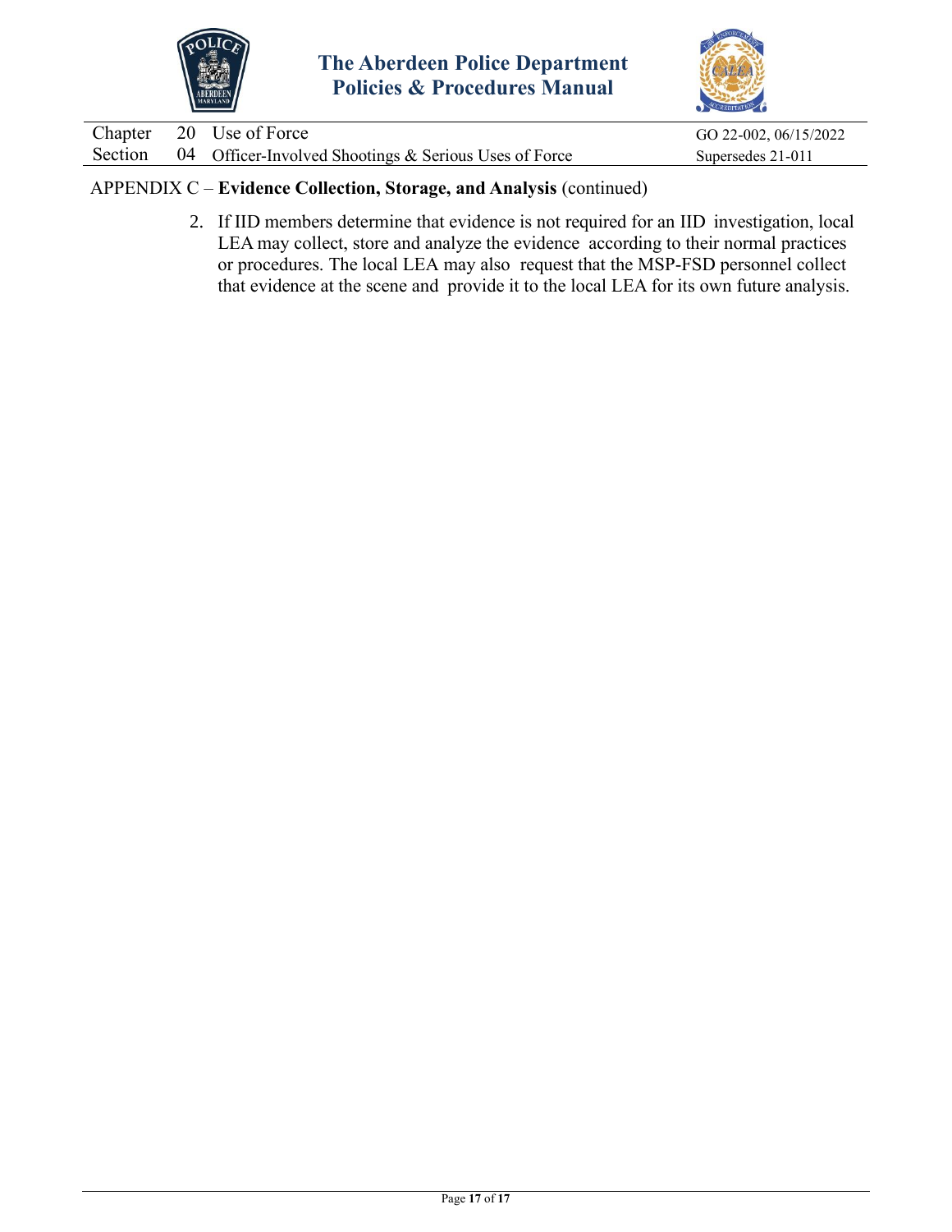APPENDIX C – **Evidence Collection, Storage, and Analysis** (continued)

2. If IID members determine that evidence is not required for an IID investigation, local LEA may collect, store and analyze the evidence according to their normal practices or procedures. The local LEA may also request that the MSP-FSD personnel collect that evidence at the scene and provide it to the local LEA for its own future analysis.